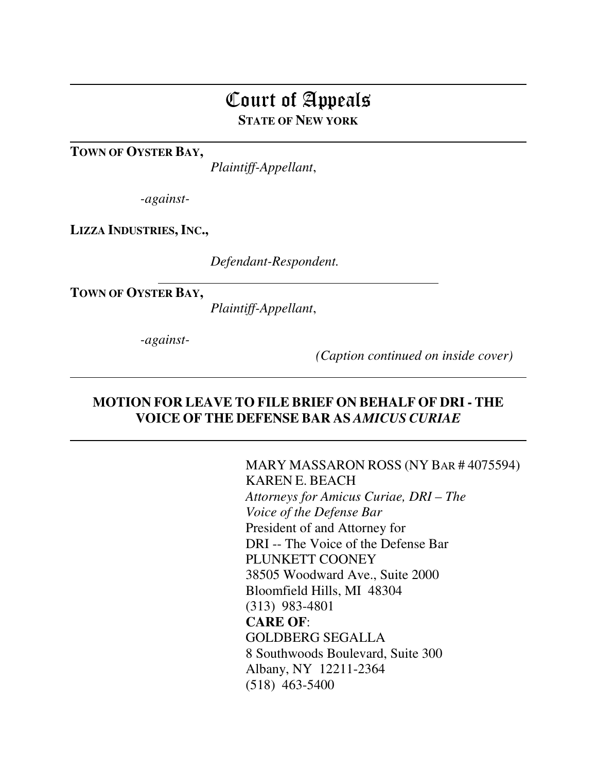# Court of Appeals

**STATE OF NEW YORK**

---

**TOWN OF OYSTER BAY,**

*Plaintiff-Appellant*,

*-against-*

**LIZZA INDUSTRIES, INC.,**

*Defendant-Respondent.*

---

**TOWN OF OYSTER BAY,**

*Plaintiff-Appellant*,

*-against-*

*(Caption continued on inside cover)*

---

## MOTION FOR LEAVE TO FILE BRIEF ON BEHALF OF DRI - THE VOICE OF THE DEFENSE BAR AS *AMICUS CURIAE*

---

MARY MASSARON ROSS (NY BAR # 4075594)
KAREN E. BEACH
*Attorneys for Amicus Curiae, DRI – The Voice of the Defense Bar*
President of and Attorney for
DRI -- The Voice of the Defense Bar
PLUNKETT COONEY
38505 Woodward Ave., Suite 2000
Bloomfield Hills, MI 48304
(313) 983-4801
**CARE OF**:
GOLDBERG SEGALLA
8 Southwoods Boulevard, Suite 300
Albany, NY 12211-2364
(518) 463-5400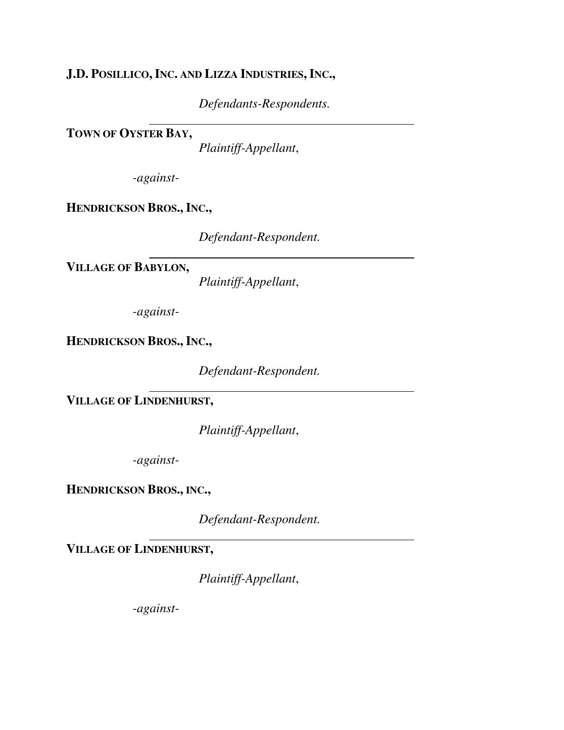**J.D. POSILLICO, INC. AND LIZZA INDUSTRIES, INC.,**

*Defendants-Respondents.*

---

**TOWN OF OYSTER BAY,**

*Plaintiff-Appellant*,

*-against-*

**HENDRICKSON BROS., INC.,**

*Defendant-Respondent.*

---

**VILLAGE OF BABYLON,**

*Plaintiff-Appellant*,

*-against-*

**HENDRICKSON BROS., INC.,**

*Defendant-Respondent.*

---

**VILLAGE OF LINDENHURST,**

*Plaintiff-Appellant*,

*-against-*

**HENDRICKSON BROS., INC.,**

*Defendant-Respondent.*

---

**VILLAGE OF LINDENHURST,**

*Plaintiff-Appellant*,

*-against-*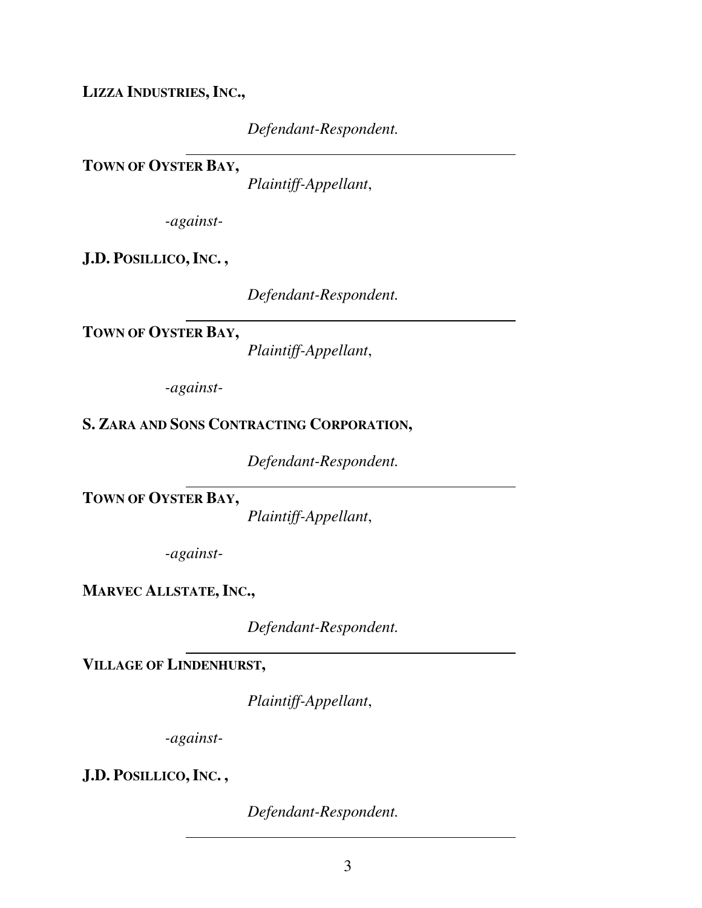**LIZZA INDUSTRIES, INC.,**

*Defendant-Respondent.*

---

**TOWN OF OYSTER BAY,**

*Plaintiff-Appellant*,

*-against-*

**J.D. POSILLICO, INC. ,**

*Defendant-Respondent.*

---

**TOWN OF OYSTER BAY,**

*Plaintiff-Appellant*,

*-against-*

**S. ZARA AND SONS CONTRACTING CORPORATION,**

*Defendant-Respondent.*

---

**TOWN OF OYSTER BAY,**

*Plaintiff-Appellant*,

*-against-*

**MARVEC ALLSTATE, INC.,**

*Defendant-Respondent.*

---

**VILLAGE OF LINDENHURST,**

*Plaintiff-Appellant*,

*-against-*

**J.D. POSILLICO, INC. ,**

*Defendant-Respondent.*

---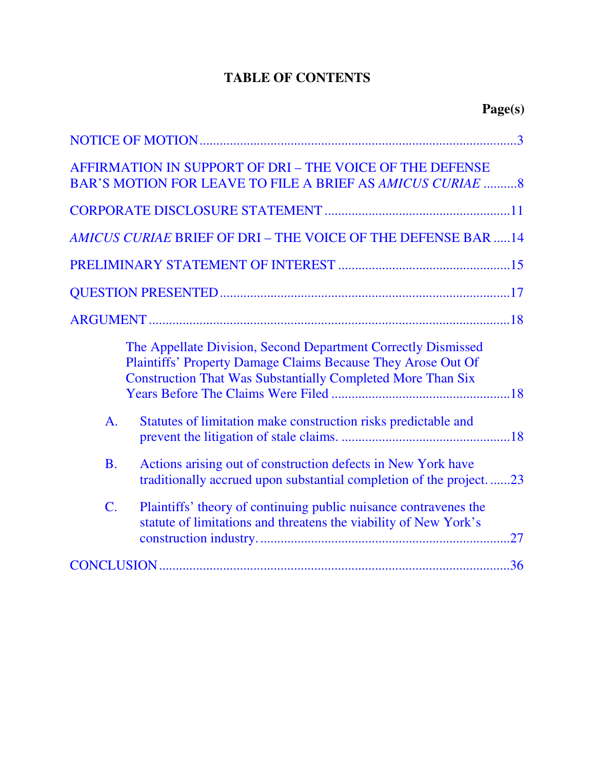# TABLE OF CONTENTS

| | Page(s) |
|---|---|
| NOTICE OF MOTION | 3 |
| AFFIRMATION IN SUPPORT OF DRI – THE VOICE OF THE DEFENSE BAR'S MOTION FOR LEAVE TO FILE A BRIEF AS *AMICUS CURIAE* | 8 |
| CORPORATE DISCLOSURE STATEMENT | 11 |
| *AMICUS CURIAE* BRIEF OF DRI – THE VOICE OF THE DEFENSE BAR | 14 |
| PRELIMINARY STATEMENT OF INTEREST | 15 |
| QUESTION PRESENTED | 17 |
| ARGUMENT | 18 |
| The Appellate Division, Second Department Correctly Dismissed Plaintiffs' Property Damage Claims Because They Arose Out Of Construction That Was Substantially Completed More Than Six Years Before The Claims Were Filed | 18 |
| A. Statutes of limitation make construction risks predictable and prevent the litigation of stale claims. | 18 |
| B. Actions arising out of construction defects in New York have traditionally accrued upon substantial completion of the project. | 23 |
| C. Plaintiffs' theory of continuing public nuisance contravenes the statute of limitations and threatens the viability of New York's construction industry. | 27 |
| CONCLUSION | 36 |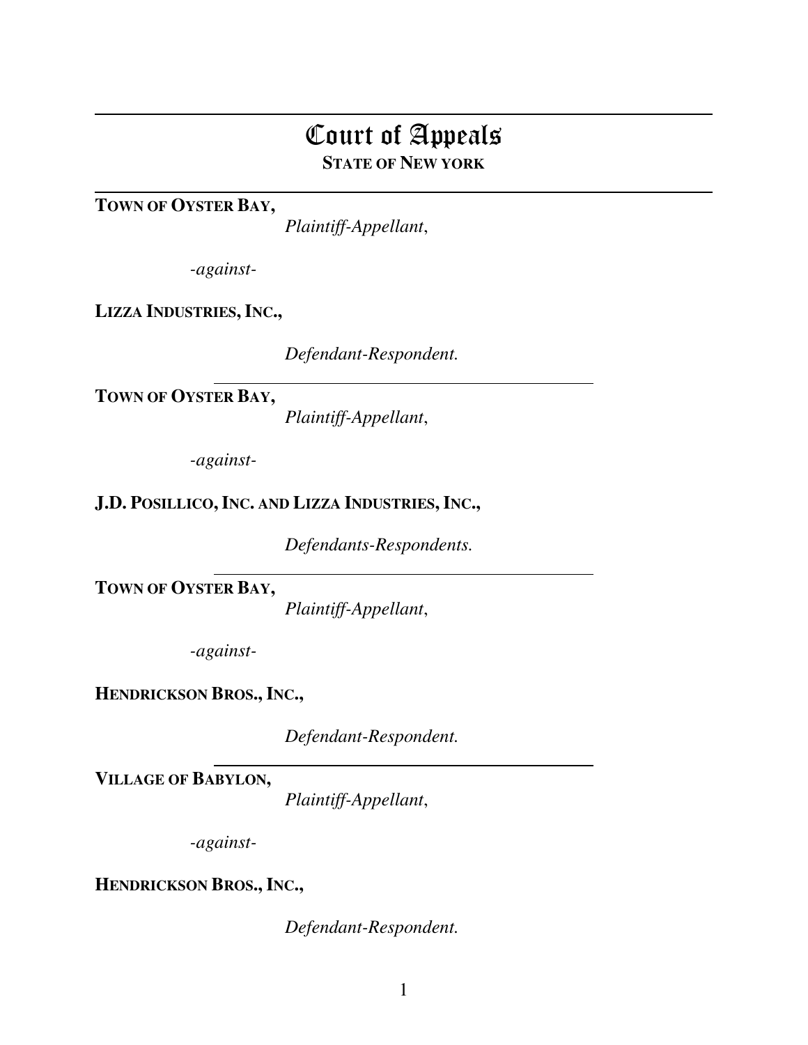# Court of Appeals

**STATE OF NEW YORK**

---

**TOWN OF OYSTER BAY,**

*Plaintiff-Appellant*,

*-against-*

**LIZZA INDUSTRIES, INC.,**

*Defendant-Respondent.*

---

**TOWN OF OYSTER BAY,**

*Plaintiff-Appellant*,

*-against-*

**J.D. POSILLICO, INC. AND LIZZA INDUSTRIES, INC.,**

*Defendants-Respondents.*

---

**TOWN OF OYSTER BAY,**

*Plaintiff-Appellant*,

*-against-*

**HENDRICKSON BROS., INC.,**

*Defendant-Respondent.*

---

**VILLAGE OF BABYLON,**

*Plaintiff-Appellant*,

*-against-*

**HENDRICKSON BROS., INC.,**

*Defendant-Respondent.*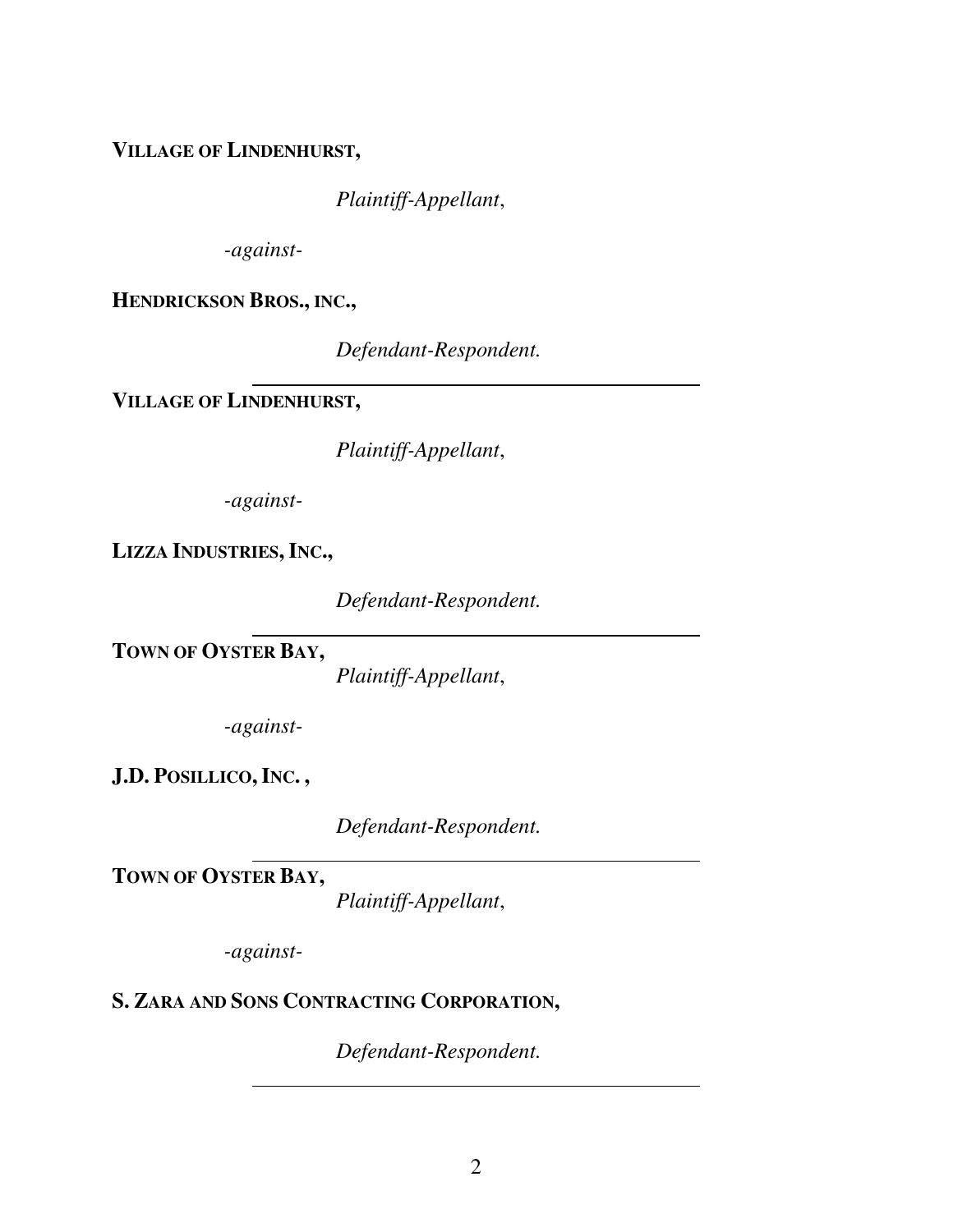**VILLAGE OF LINDENHURST,**

*Plaintiff-Appellant*,

*-against-*

**HENDRICKSON BROS., INC.,**

*Defendant-Respondent.*

---

**VILLAGE OF LINDENHURST,**

*Plaintiff-Appellant*,

*-against-*

**LIZZA INDUSTRIES, INC.,**

*Defendant-Respondent.*

---

**TOWN OF OYSTER BAY,**

*Plaintiff-Appellant*,

*-against-*

**J.D. POSILLICO, INC. ,**

*Defendant-Respondent.*

---

**TOWN OF OYSTER BAY,**

*Plaintiff-Appellant*,

*-against-*

**S. ZARA AND SONS CONTRACTING CORPORATION,**

*Defendant-Respondent.*

---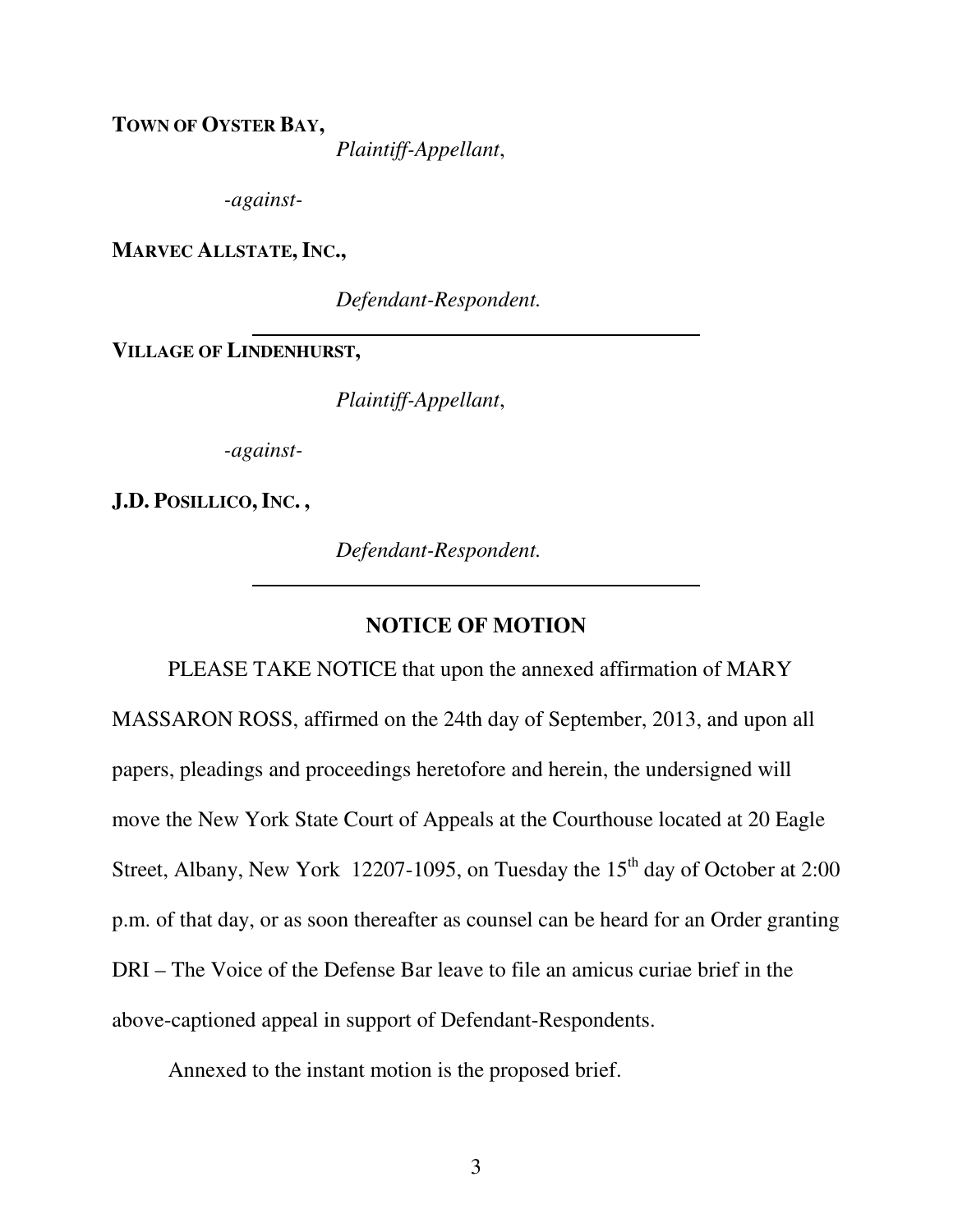**TOWN OF OYSTER BAY,**

*Plaintiff-Appellant*,

*-against-*

**MARVEC ALLSTATE, INC.,**

*Defendant-Respondent.*

---

**VILLAGE OF LINDENHURST,**

*Plaintiff-Appellant*,

*-against-*

**J.D. POSILLICO, INC. ,**

*Defendant-Respondent.*

---

## NOTICE OF MOTION

PLEASE TAKE NOTICE that upon the annexed affirmation of MARY MASSARON ROSS, affirmed on the 24th day of September, 2013, and upon all papers, pleadings and proceedings heretofore and herein, the undersigned will move the New York State Court of Appeals at the Courthouse located at 20 Eagle Street, Albany, New York 12207-1095, on Tuesday the 15th day of October at 2:00 p.m. of that day, or as soon thereafter as counsel can be heard for an Order granting DRI – The Voice of the Defense Bar leave to file an amicus curiae brief in the above-captioned appeal in support of Defendant-Respondents.

Annexed to the instant motion is the proposed brief.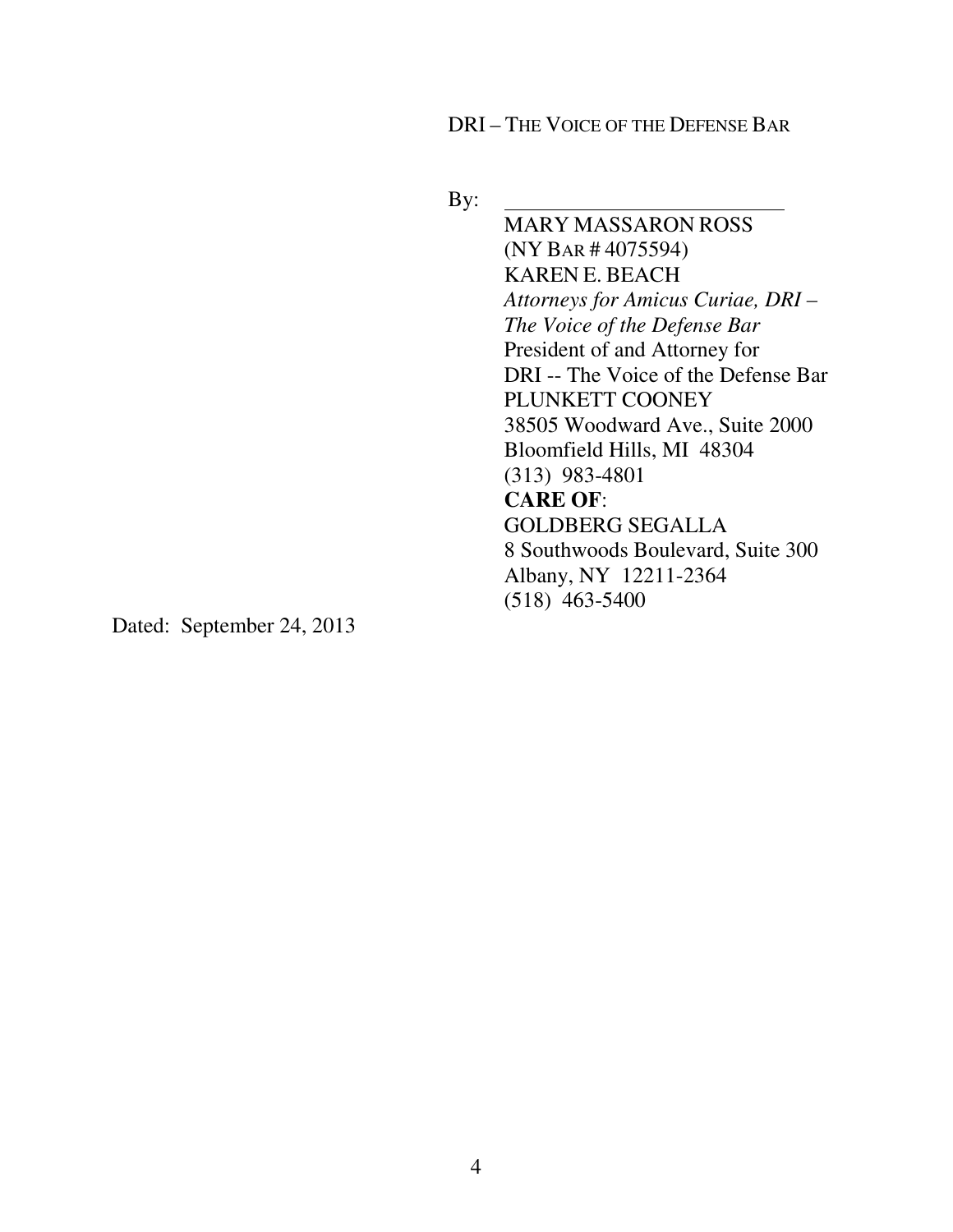DRI – THE VOICE OF THE DEFENSE BAR

By: ___________________________

MARY MASSARON ROSS
(NY BAR # 4075594)
KAREN E. BEACH
*Attorneys for Amicus Curiae, DRI – The Voice of the Defense Bar*
President of and Attorney for
DRI -- The Voice of the Defense Bar
PLUNKETT COONEY
38505 Woodward Ave., Suite 2000
Bloomfield Hills, MI 48304
(313) 983-4801
**CARE OF**:
GOLDBERG SEGALLA
8 Southwoods Boulevard, Suite 300
Albany, NY 12211-2364
(518) 463-5400

Dated: September 24, 2013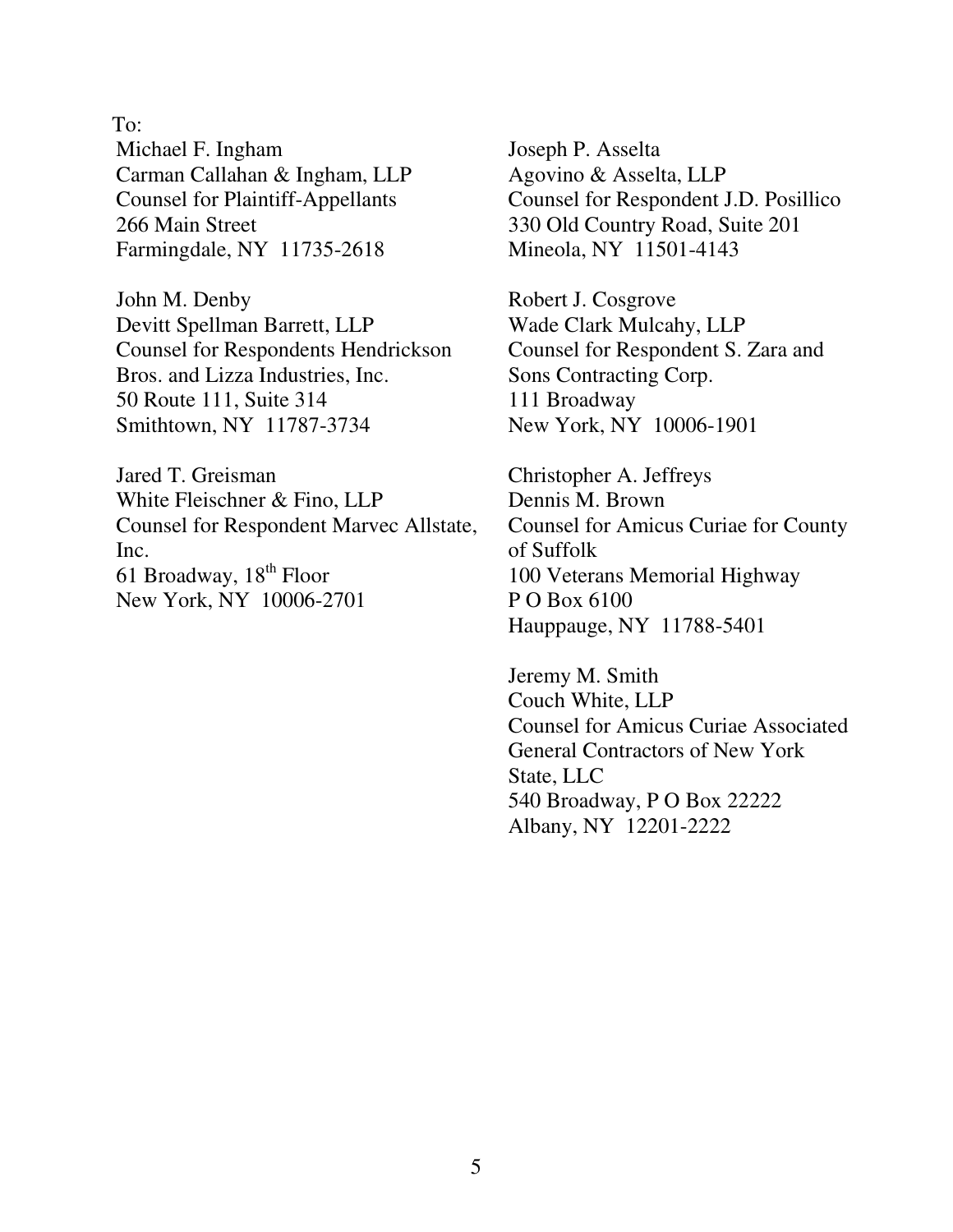To:

Michael F. Ingham
Carman Callahan & Ingham, LLP
Counsel for Plaintiff-Appellants
266 Main Street
Farmingdale, NY 11735-2618

John M. Denby
Devitt Spellman Barrett, LLP
Counsel for Respondents Hendrickson Bros. and Lizza Industries, Inc.
50 Route 111, Suite 314
Smithtown, NY 11787-3734

Jared T. Greisman
White Fleischner & Fino, LLP
Counsel for Respondent Marvec Allstate, Inc.
61 Broadway, 18th Floor
New York, NY 10006-2701

Joseph P. Asselta
Agovino & Asselta, LLP
Counsel for Respondent J.D. Posillico
330 Old Country Road, Suite 201
Mineola, NY 11501-4143

Robert J. Cosgrove
Wade Clark Mulcahy, LLP
Counsel for Respondent S. Zara and Sons Contracting Corp.
111 Broadway
New York, NY 10006-1901

Christopher A. Jeffreys
Dennis M. Brown
Counsel for Amicus Curiae for County of Suffolk
100 Veterans Memorial Highway
P O Box 6100
Hauppauge, NY 11788-5401

Jeremy M. Smith
Couch White, LLP
Counsel for Amicus Curiae Associated General Contractors of New York State, LLC
540 Broadway, P O Box 22222
Albany, NY 12201-2222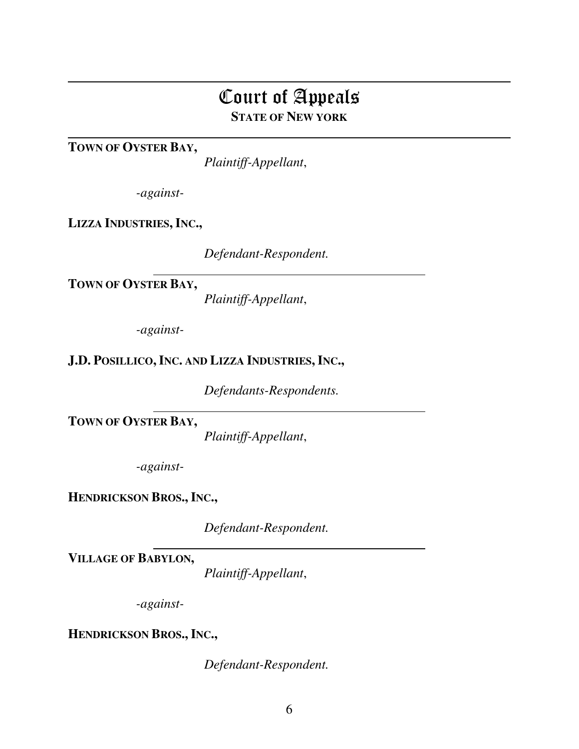# Court of Appeals

**STATE OF NEW YORK**

---

**TOWN OF OYSTER BAY,**

*Plaintiff-Appellant*,

*-against-*

**LIZZA INDUSTRIES, INC.,**

*Defendant-Respondent.*

---

**TOWN OF OYSTER BAY,**

*Plaintiff-Appellant*,

*-against-*

**J.D. POSILLICO, INC. AND LIZZA INDUSTRIES, INC.,**

*Defendants-Respondents.*

---

**TOWN OF OYSTER BAY,**

*Plaintiff-Appellant*,

*-against-*

**HENDRICKSON BROS., INC.,**

*Defendant-Respondent.*

---

**VILLAGE OF BABYLON,**

*Plaintiff-Appellant*,

*-against-*

**HENDRICKSON BROS., INC.,**

*Defendant-Respondent.*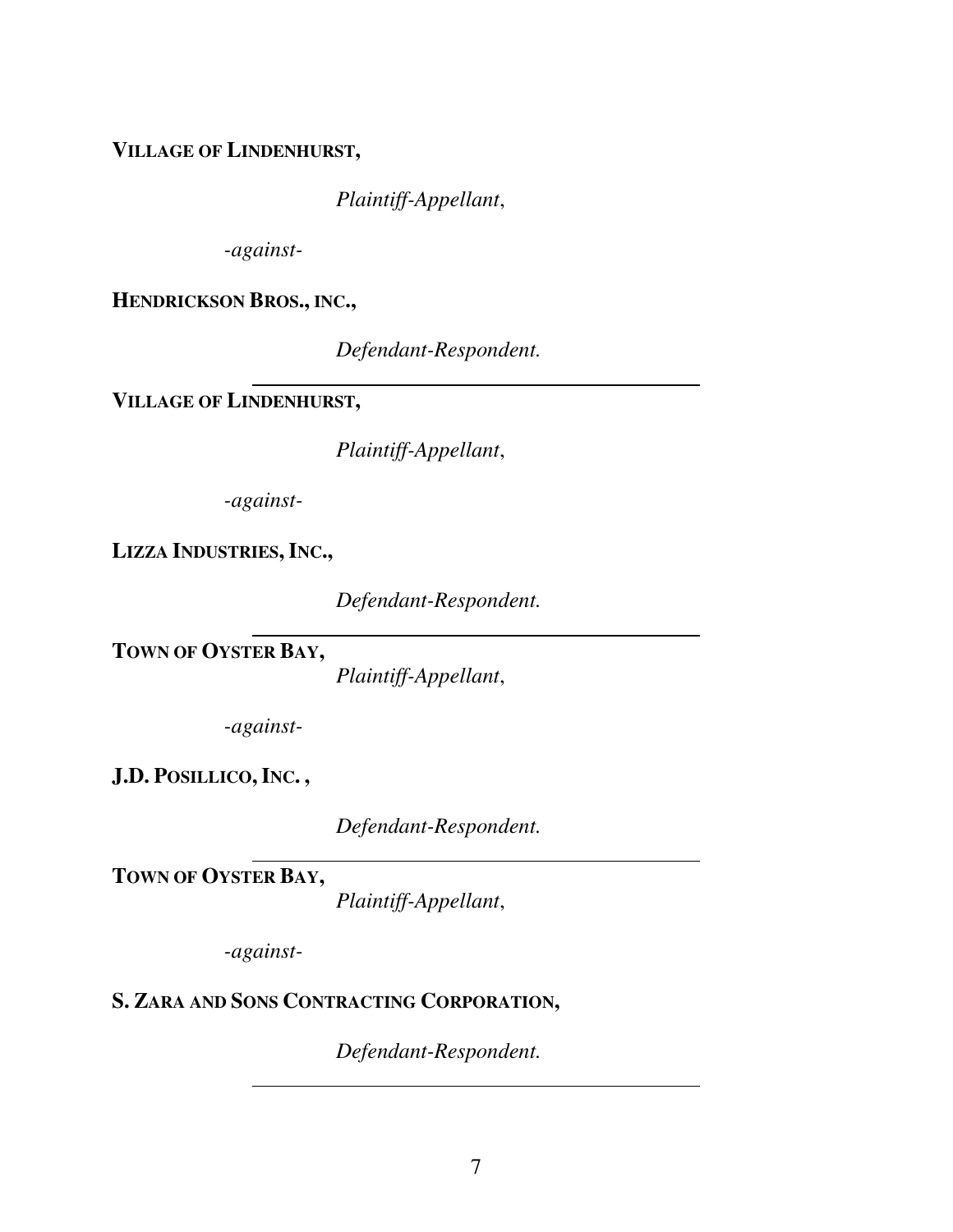**VILLAGE OF LINDENHURST,**

*Plaintiff-Appellant*,

*-against-*

**HENDRICKSON BROS., INC.,**

*Defendant-Respondent.*

---

**VILLAGE OF LINDENHURST,**

*Plaintiff-Appellant*,

*-against-*

**LIZZA INDUSTRIES, INC.,**

*Defendant-Respondent.*

---

**TOWN OF OYSTER BAY,**

*Plaintiff-Appellant*,

*-against-*

**J.D. POSILLICO, INC. ,**

*Defendant-Respondent.*

---

**TOWN OF OYSTER BAY,**

*Plaintiff-Appellant*,

*-against-*

**S. ZARA AND SONS CONTRACTING CORPORATION,**

*Defendant-Respondent.*

---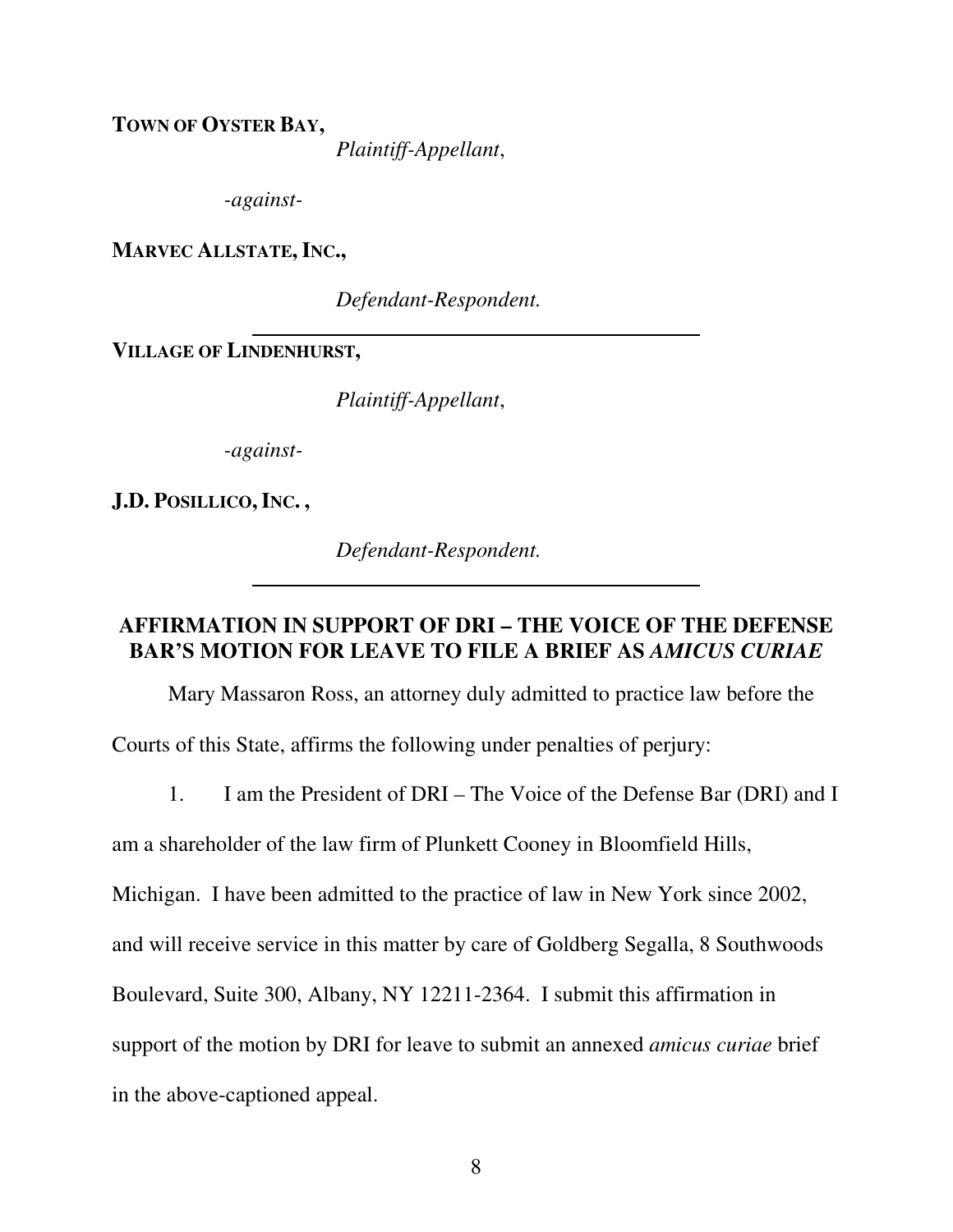**TOWN OF OYSTER BAY,**

*Plaintiff-Appellant*,

*-against-*

**MARVEC ALLSTATE, INC.,**

*Defendant-Respondent.*

---

**VILLAGE OF LINDENHURST,**

*Plaintiff-Appellant*,

*-against-*

**J.D. POSILLICO, INC. ,**

*Defendant-Respondent.*

---

## AFFIRMATION IN SUPPORT OF DRI – THE VOICE OF THE DEFENSE BAR'S MOTION FOR LEAVE TO FILE A BRIEF AS *AMICUS CURIAE*

Mary Massaron Ross, an attorney duly admitted to practice law before the Courts of this State, affirms the following under penalties of perjury:

1. I am the President of DRI – The Voice of the Defense Bar (DRI) and I am a shareholder of the law firm of Plunkett Cooney in Bloomfield Hills, Michigan. I have been admitted to the practice of law in New York since 2002, and will receive service in this matter by care of Goldberg Segalla, 8 Southwoods Boulevard, Suite 300, Albany, NY 12211-2364. I submit this affirmation in support of the motion by DRI for leave to submit an annexed *amicus curiae* brief in the above-captioned appeal.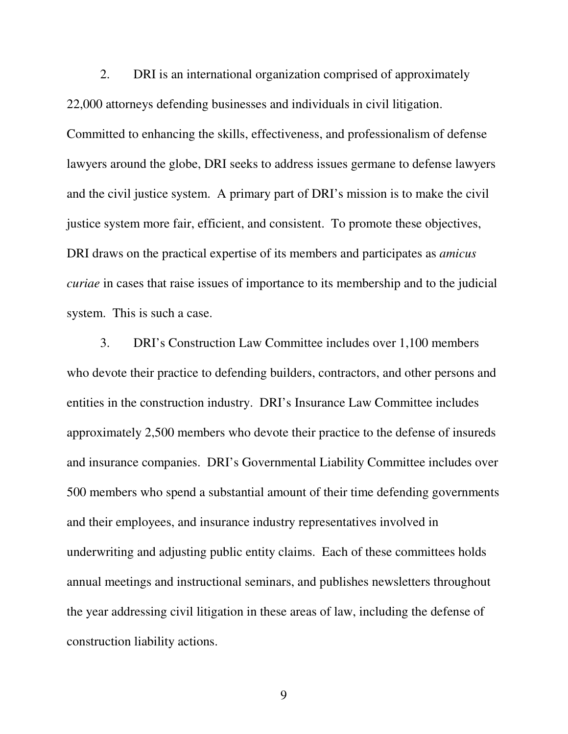2. DRI is an international organization comprised of approximately 22,000 attorneys defending businesses and individuals in civil litigation. Committed to enhancing the skills, effectiveness, and professionalism of defense lawyers around the globe, DRI seeks to address issues germane to defense lawyers and the civil justice system. A primary part of DRI's mission is to make the civil justice system more fair, efficient, and consistent. To promote these objectives, DRI draws on the practical expertise of its members and participates as *amicus curiae* in cases that raise issues of importance to its membership and to the judicial system. This is such a case.

3. DRI's Construction Law Committee includes over 1,100 members who devote their practice to defending builders, contractors, and other persons and entities in the construction industry. DRI's Insurance Law Committee includes approximately 2,500 members who devote their practice to the defense of insureds and insurance companies. DRI's Governmental Liability Committee includes over 500 members who spend a substantial amount of their time defending governments and their employees, and insurance industry representatives involved in underwriting and adjusting public entity claims. Each of these committees holds annual meetings and instructional seminars, and publishes newsletters throughout the year addressing civil litigation in these areas of law, including the defense of construction liability actions.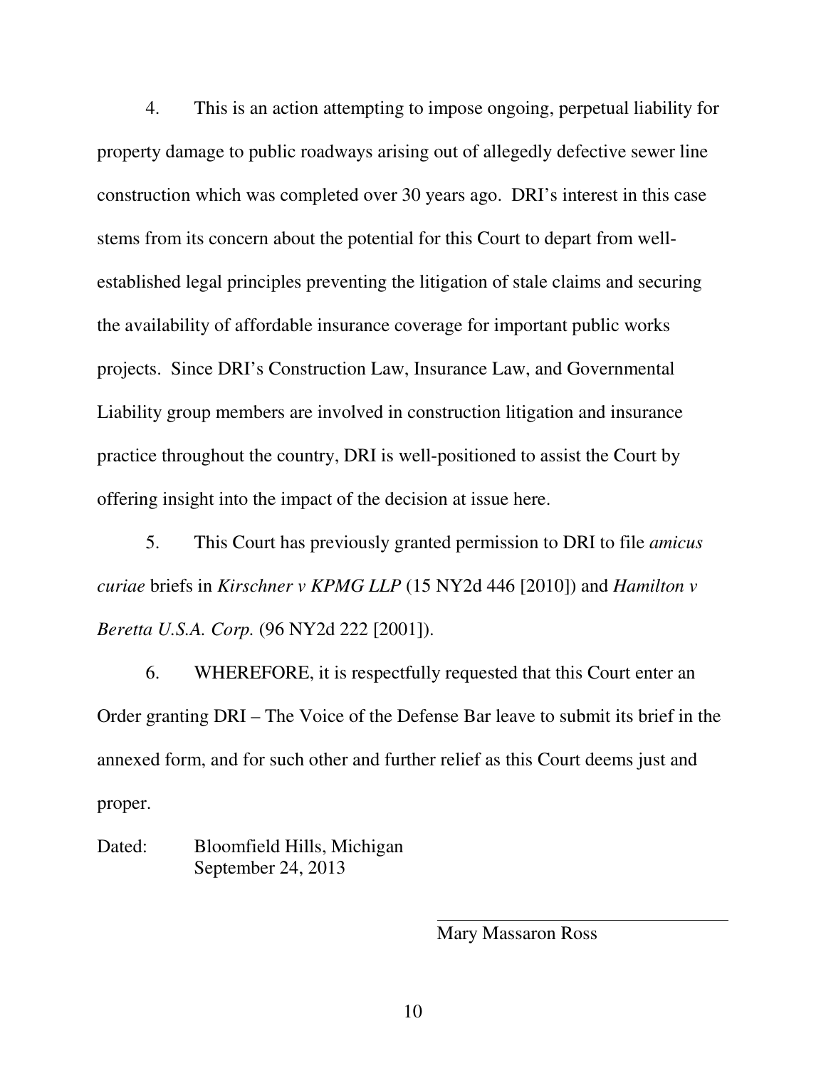4. This is an action attempting to impose ongoing, perpetual liability for property damage to public roadways arising out of allegedly defective sewer line construction which was completed over 30 years ago. DRI's interest in this case stems from its concern about the potential for this Court to depart from well-established legal principles preventing the litigation of stale claims and securing the availability of affordable insurance coverage for important public works projects. Since DRI's Construction Law, Insurance Law, and Governmental Liability group members are involved in construction litigation and insurance practice throughout the country, DRI is well-positioned to assist the Court by offering insight into the impact of the decision at issue here.

5. This Court has previously granted permission to DRI to file *amicus curiae* briefs in *Kirschner v KPMG LLP* (15 NY2d 446 [2010]) and *Hamilton v Beretta U.S.A. Corp.* (96 NY2d 222 [2001]).

6. WHEREFORE, it is respectfully requested that this Court enter an Order granting DRI – The Voice of the Defense Bar leave to submit its brief in the annexed form, and for such other and further relief as this Court deems just and proper.

Dated: Bloomfield Hills, Michigan
September 24, 2013

\_\_\_\_\_\_\_\_\_\_\_\_\_\_\_\_\_\_\_\_\_\_\_\_\_\_\_\_\_\_

Mary Massaron Ross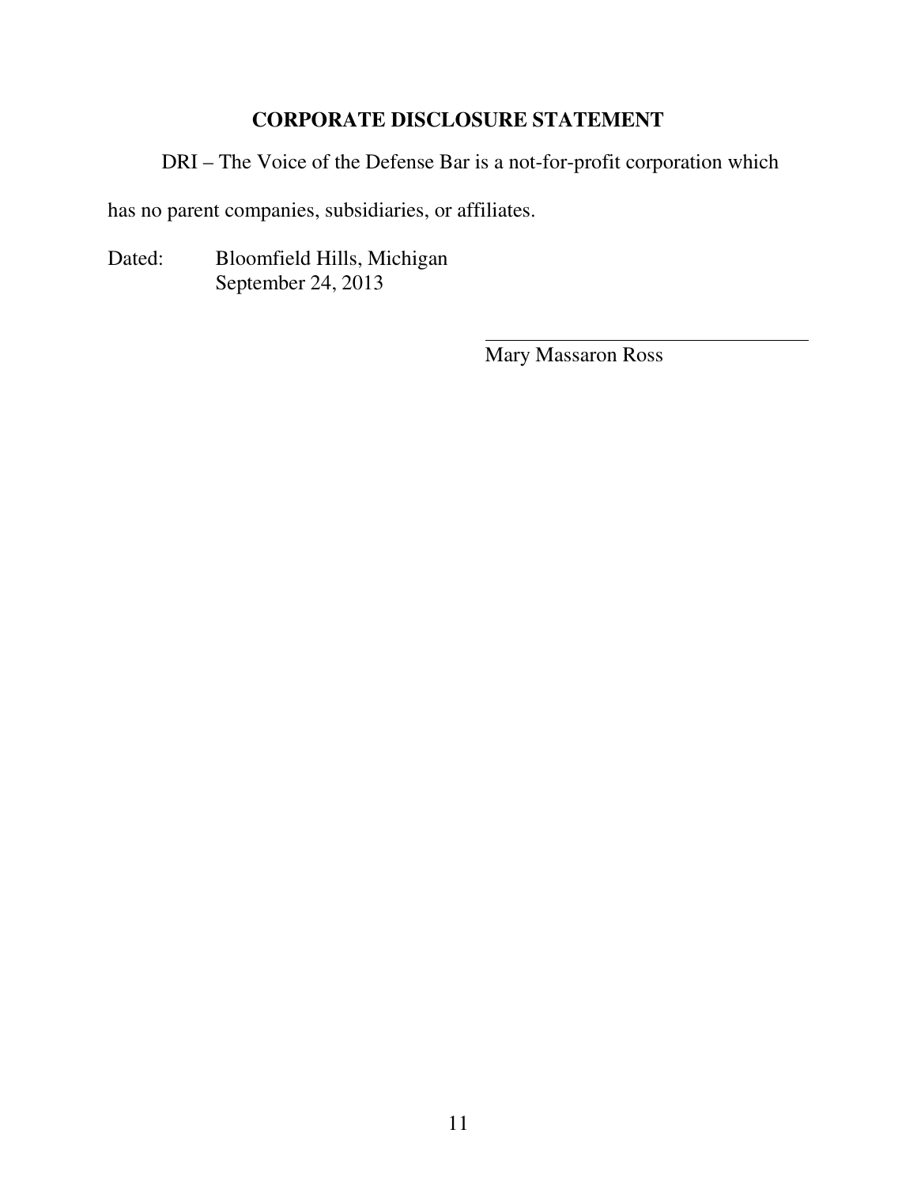## CORPORATE DISCLOSURE STATEMENT

DRI – The Voice of the Defense Bar is a not-for-profit corporation which has no parent companies, subsidiaries, or affiliates.

Dated: Bloomfield Hills, Michigan
September 24, 2013

\_\_\_\_\_\_\_\_\_\_\_\_\_\_\_\_\_\_\_\_\_\_\_\_\_\_\_\_\_\_\_\_
Mary Massaron Ross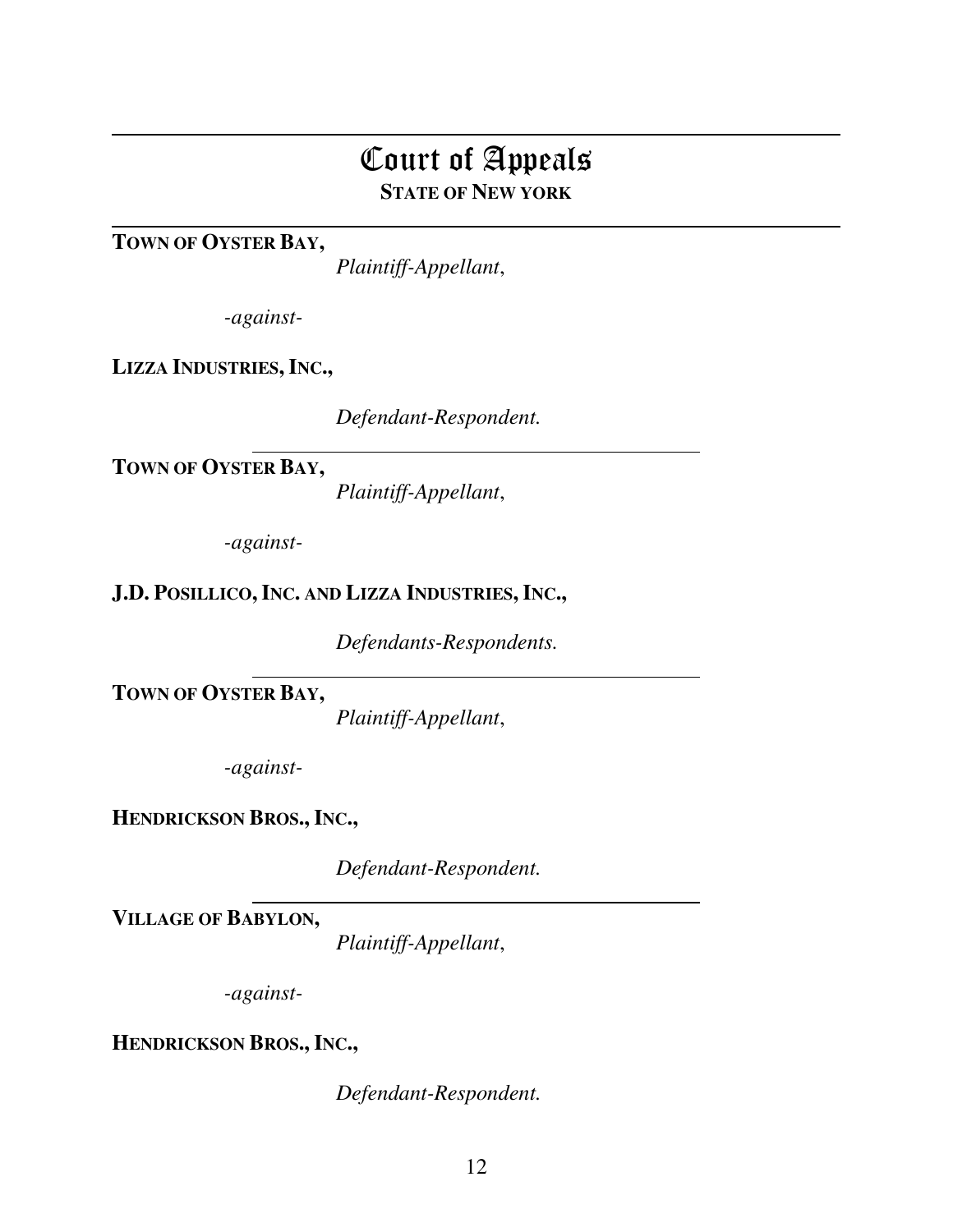# Court of Appeals

**STATE OF NEW YORK**

---

**TOWN OF OYSTER BAY,**

*Plaintiff-Appellant*,

*-against-*

**LIZZA INDUSTRIES, INC.,**

*Defendant-Respondent.*

---

**TOWN OF OYSTER BAY,**

*Plaintiff-Appellant*,

*-against-*

**J.D. POSILLICO, INC. AND LIZZA INDUSTRIES, INC.,**

*Defendants-Respondents.*

---

**TOWN OF OYSTER BAY,**

*Plaintiff-Appellant*,

*-against-*

**HENDRICKSON BROS., INC.,**

*Defendant-Respondent.*

---

**VILLAGE OF BABYLON,**

*Plaintiff-Appellant*,

*-against-*

**HENDRICKSON BROS., INC.,**

*Defendant-Respondent.*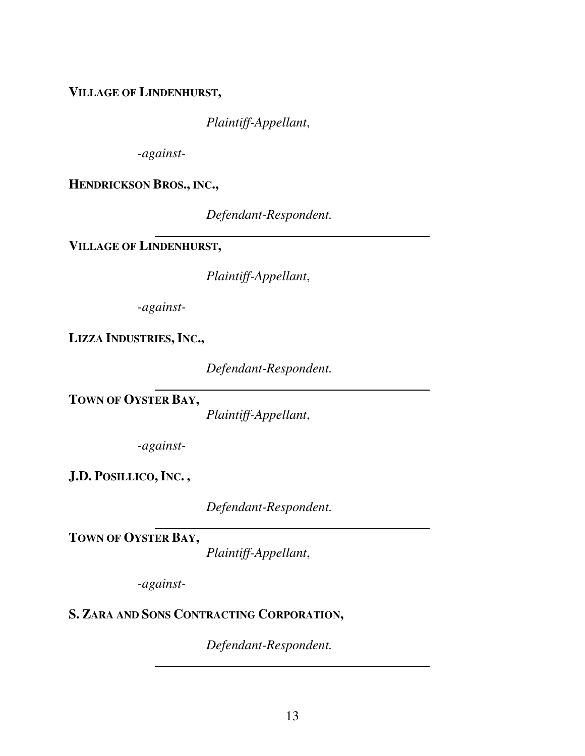**VILLAGE OF LINDENHURST,**

*Plaintiff-Appellant*,

*-against-*

**HENDRICKSON BROS., INC.,**

*Defendant-Respondent.*

---

**VILLAGE OF LINDENHURST,**

*Plaintiff-Appellant*,

*-against-*

**LIZZA INDUSTRIES, INC.,**

*Defendant-Respondent.*

---

**TOWN OF OYSTER BAY,**

*Plaintiff-Appellant*,

*-against-*

**J.D. POSILLICO, INC. ,**

*Defendant-Respondent.*

---

**TOWN OF OYSTER BAY,**

*Plaintiff-Appellant*,

*-against-*

**S. ZARA AND SONS CONTRACTING CORPORATION,**

*Defendant-Respondent.*

---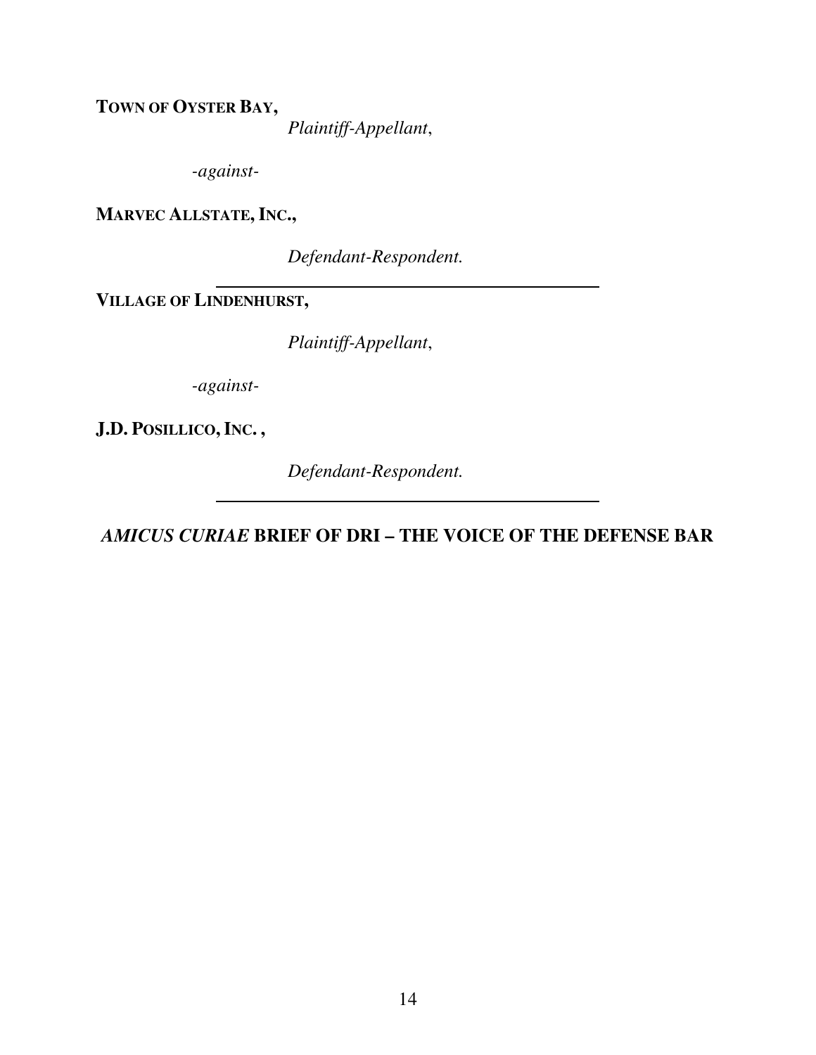**TOWN OF OYSTER BAY,**

*Plaintiff-Appellant*,

*-against-*

**MARVEC ALLSTATE, INC.,**

*Defendant-Respondent.*

---

**VILLAGE OF LINDENHURST,**

*Plaintiff-Appellant*,

*-against-*

**J.D. POSILLICO, INC. ,**

*Defendant-Respondent.*

---

***AMICUS CURIAE* BRIEF OF DRI – THE VOICE OF THE DEFENSE BAR**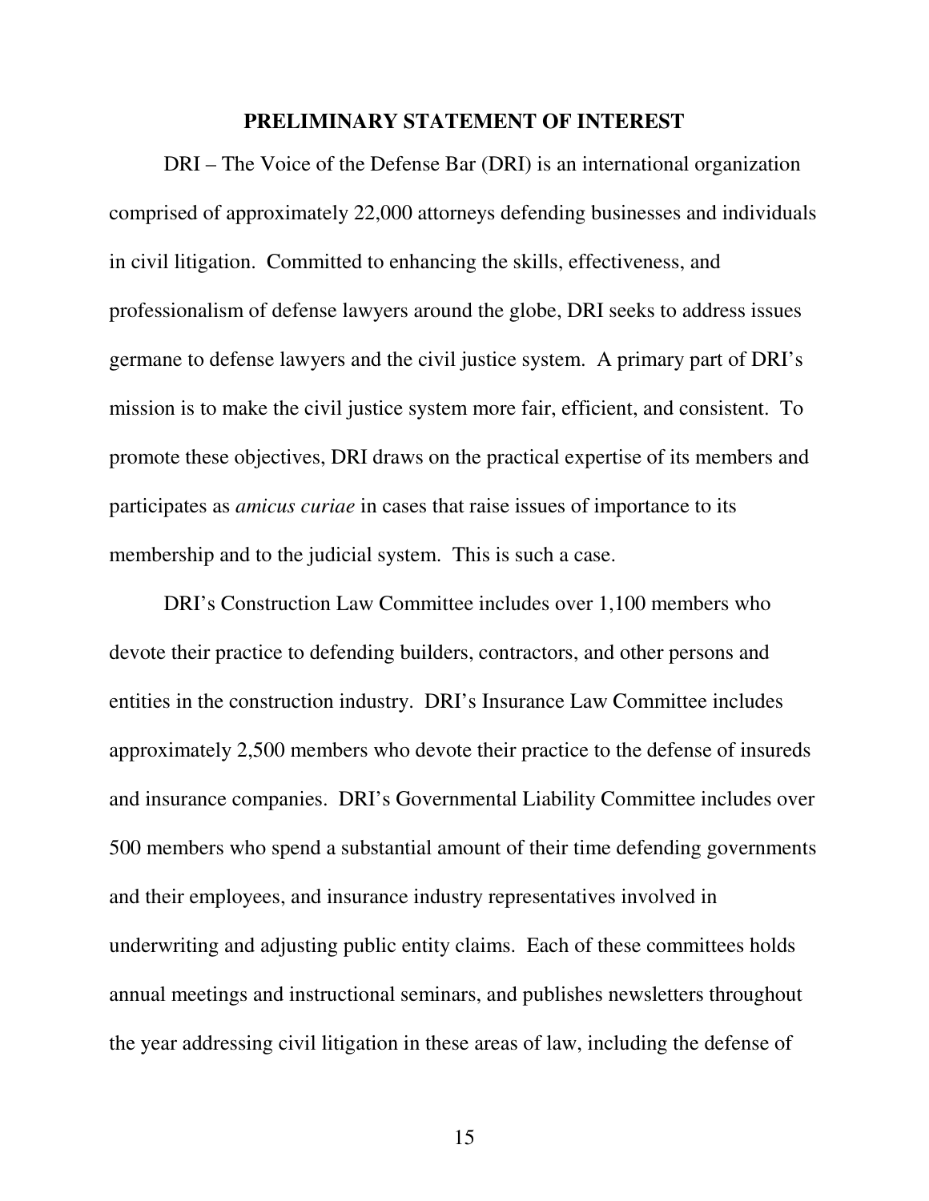## PRELIMINARY STATEMENT OF INTEREST

DRI – The Voice of the Defense Bar (DRI) is an international organization comprised of approximately 22,000 attorneys defending businesses and individuals in civil litigation. Committed to enhancing the skills, effectiveness, and professionalism of defense lawyers around the globe, DRI seeks to address issues germane to defense lawyers and the civil justice system. A primary part of DRI's mission is to make the civil justice system more fair, efficient, and consistent. To promote these objectives, DRI draws on the practical expertise of its members and participates as *amicus curiae* in cases that raise issues of importance to its membership and to the judicial system. This is such a case.

DRI's Construction Law Committee includes over 1,100 members who devote their practice to defending builders, contractors, and other persons and entities in the construction industry. DRI's Insurance Law Committee includes approximately 2,500 members who devote their practice to the defense of insureds and insurance companies. DRI's Governmental Liability Committee includes over 500 members who spend a substantial amount of their time defending governments and their employees, and insurance industry representatives involved in underwriting and adjusting public entity claims. Each of these committees holds annual meetings and instructional seminars, and publishes newsletters throughout the year addressing civil litigation in these areas of law, including the defense of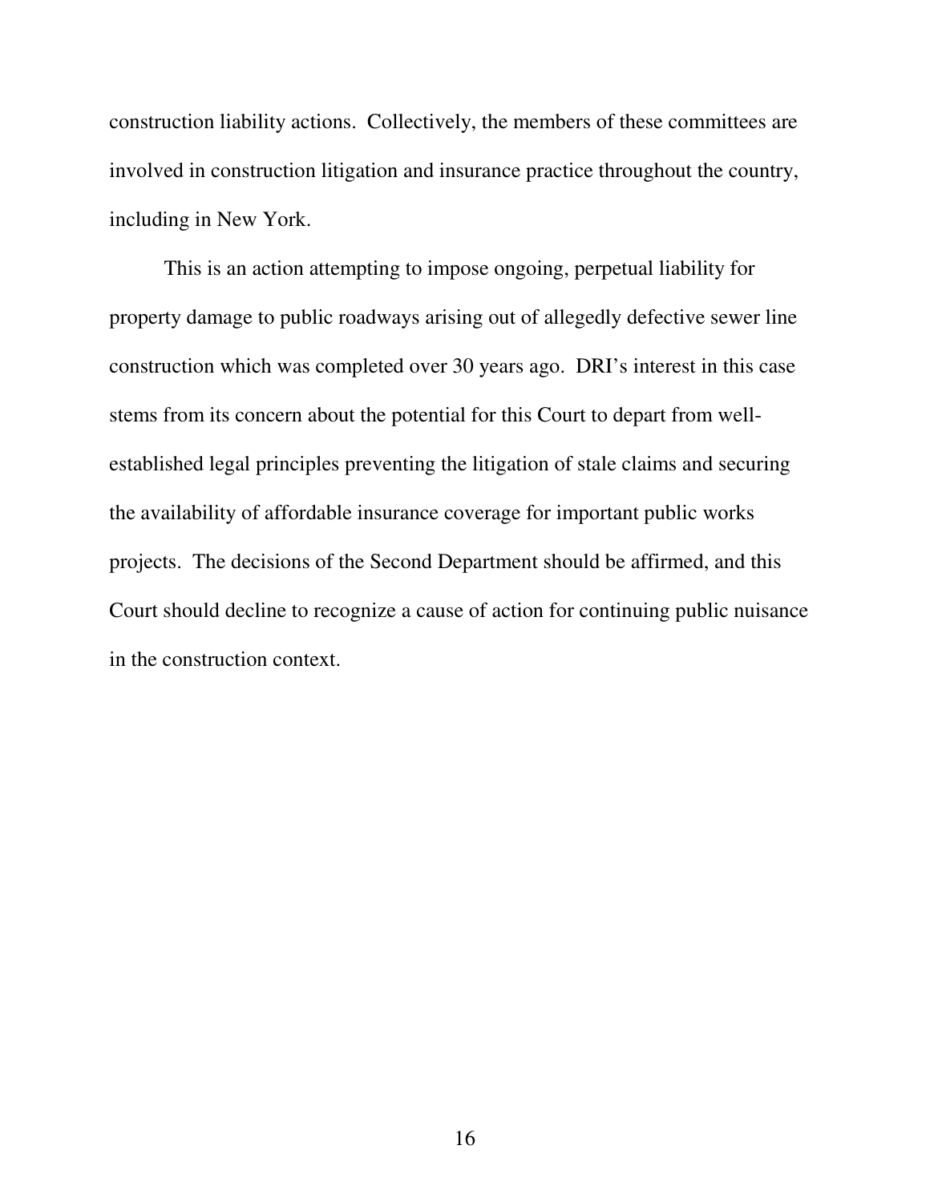construction liability actions. Collectively, the members of these committees are involved in construction litigation and insurance practice throughout the country, including in New York.

This is an action attempting to impose ongoing, perpetual liability for property damage to public roadways arising out of allegedly defective sewer line construction which was completed over 30 years ago. DRI's interest in this case stems from its concern about the potential for this Court to depart from well-established legal principles preventing the litigation of stale claims and securing the availability of affordable insurance coverage for important public works projects. The decisions of the Second Department should be affirmed, and this Court should decline to recognize a cause of action for continuing public nuisance in the construction context.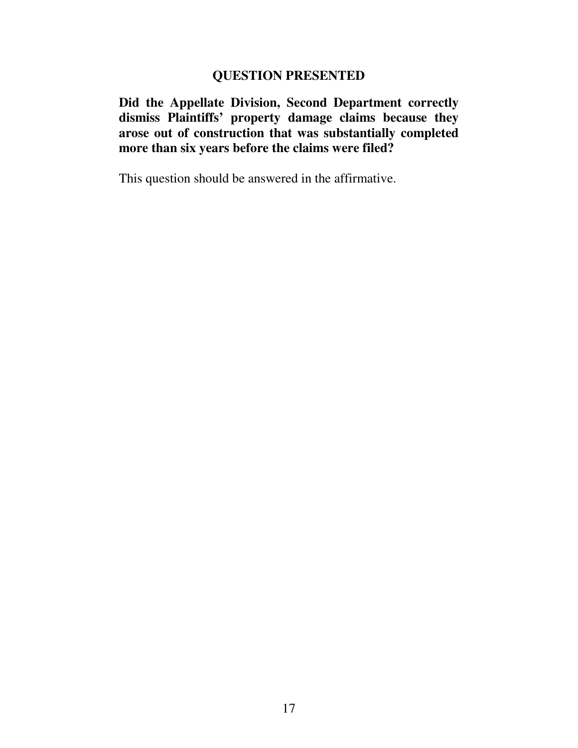## QUESTION PRESENTED

**Did the Appellate Division, Second Department correctly dismiss Plaintiffs' property damage claims because they arose out of construction that was substantially completed more than six years before the claims were filed?**

This question should be answered in the affirmative.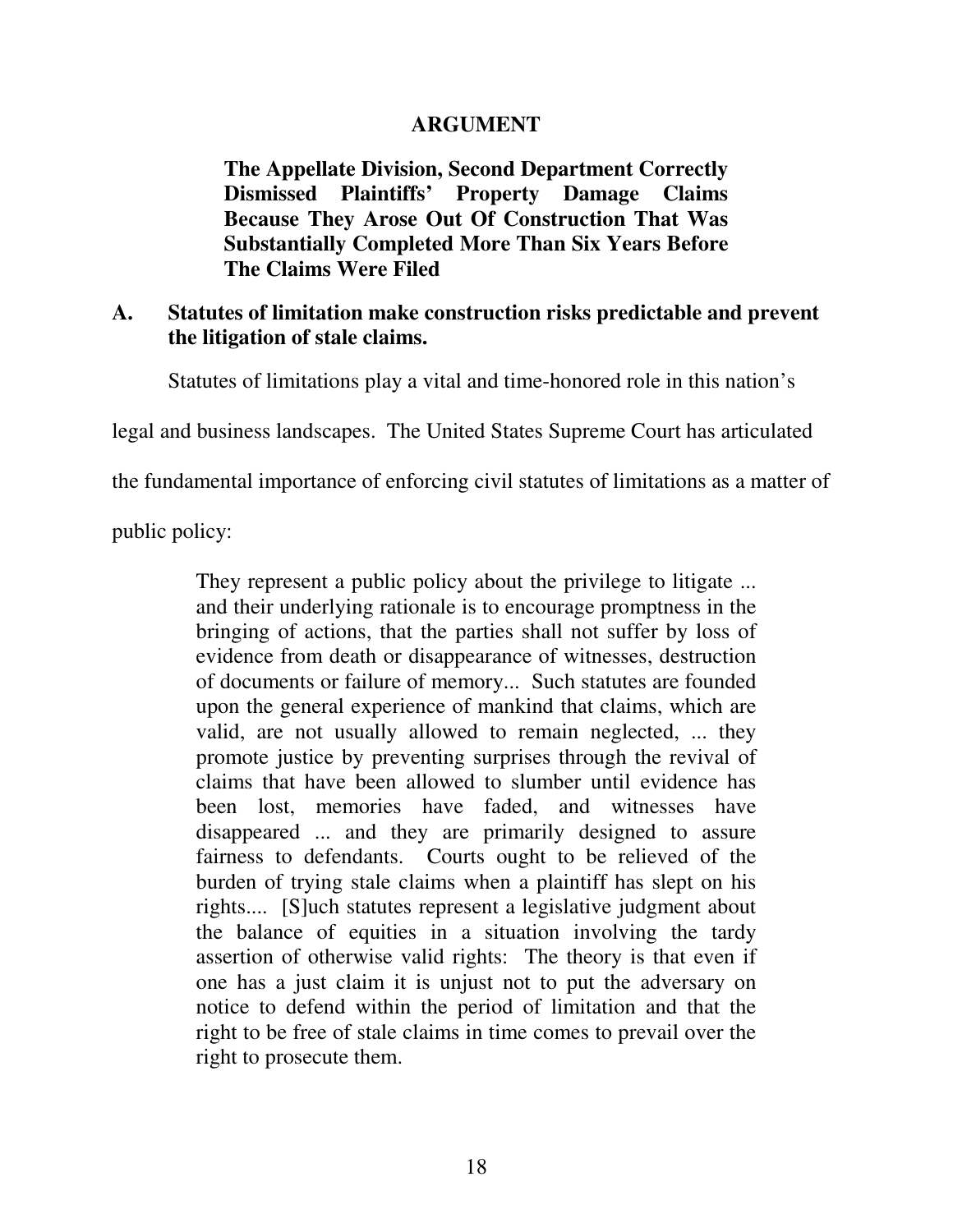## ARGUMENT

### The Appellate Division, Second Department Correctly Dismissed Plaintiffs' Property Damage Claims Because They Arose Out Of Construction That Was Substantially Completed More Than Six Years Before The Claims Were Filed

### A. Statutes of limitation make construction risks predictable and prevent the litigation of stale claims.

Statutes of limitations play a vital and time-honored role in this nation's legal and business landscapes. The United States Supreme Court has articulated the fundamental importance of enforcing civil statutes of limitations as a matter of public policy:

> They represent a public policy about the privilege to litigate ... and their underlying rationale is to encourage promptness in the bringing of actions, that the parties shall not suffer by loss of evidence from death or disappearance of witnesses, destruction of documents or failure of memory... Such statutes are founded upon the general experience of mankind that claims, which are valid, are not usually allowed to remain neglected, ... they promote justice by preventing surprises through the revival of claims that have been allowed to slumber until evidence has been lost, memories have faded, and witnesses have disappeared ... and they are primarily designed to assure fairness to defendants. Courts ought to be relieved of the burden of trying stale claims when a plaintiff has slept on his rights.... [S]uch statutes represent a legislative judgment about the balance of equities in a situation involving the tardy assertion of otherwise valid rights: The theory is that even if one has a just claim it is unjust not to put the adversary on notice to defend within the period of limitation and that the right to be free of stale claims in time comes to prevail over the right to prosecute them.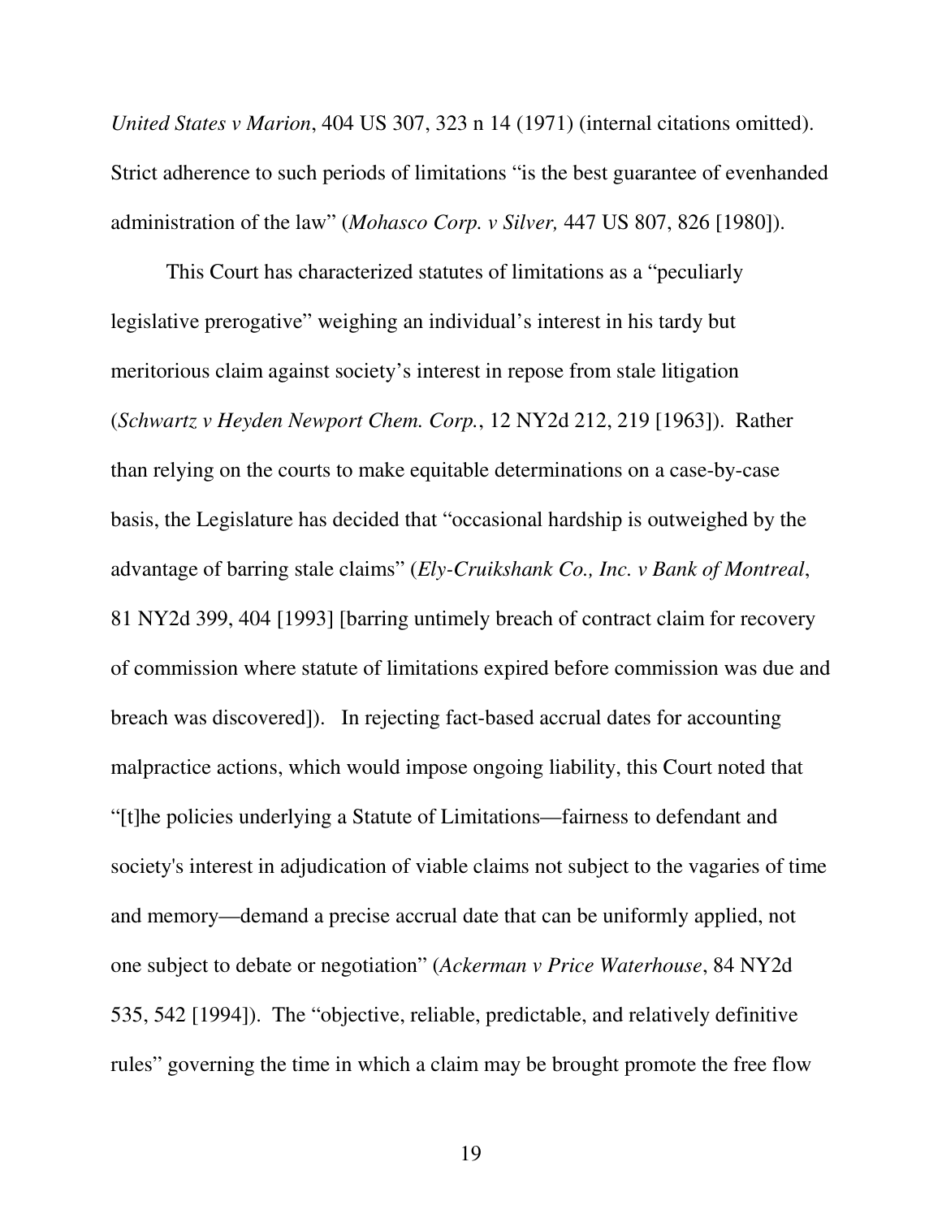*United States v Marion*, 404 US 307, 323 n 14 (1971) (internal citations omitted). Strict adherence to such periods of limitations "is the best guarantee of evenhanded administration of the law" (*Mohasco Corp. v Silver,* 447 US 807, 826 [1980]).

This Court has characterized statutes of limitations as a "peculiarly legislative prerogative" weighing an individual's interest in his tardy but meritorious claim against society's interest in repose from stale litigation (*Schwartz v Heyden Newport Chem. Corp.*, 12 NY2d 212, 219 [1963]). Rather than relying on the courts to make equitable determinations on a case-by-case basis, the Legislature has decided that "occasional hardship is outweighed by the advantage of barring stale claims" (*Ely-Cruikshank Co., Inc. v Bank of Montreal*, 81 NY2d 399, 404 [1993] [barring untimely breach of contract claim for recovery of commission where statute of limitations expired before commission was due and breach was discovered]). In rejecting fact-based accrual dates for accounting malpractice actions, which would impose ongoing liability, this Court noted that "[t]he policies underlying a Statute of Limitations—fairness to defendant and society's interest in adjudication of viable claims not subject to the vagaries of time and memory—demand a precise accrual date that can be uniformly applied, not one subject to debate or negotiation" (*Ackerman v Price Waterhouse*, 84 NY2d 535, 542 [1994]). The "objective, reliable, predictable, and relatively definitive rules" governing the time in which a claim may be brought promote the free flow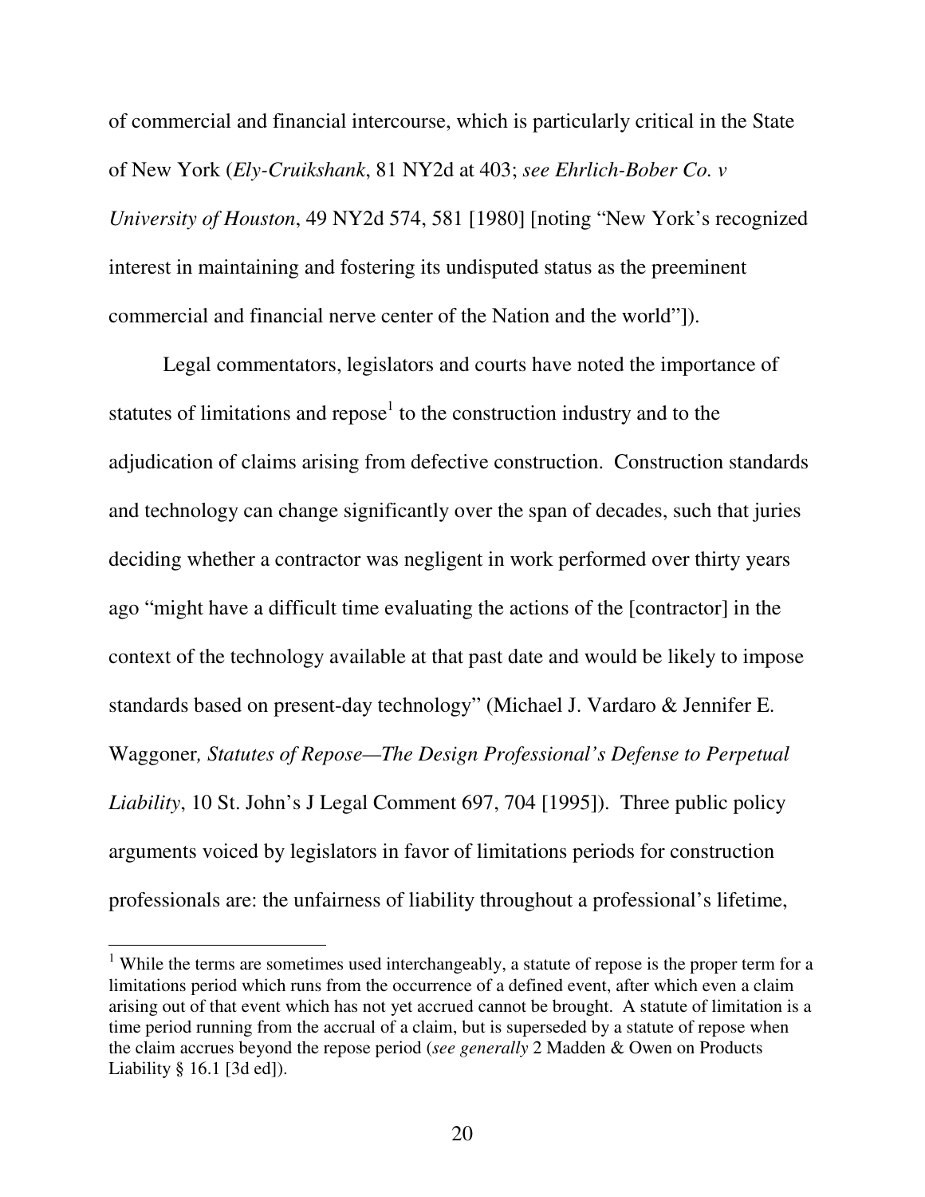of commercial and financial intercourse, which is particularly critical in the State of New York (*Ely-Cruikshank*, 81 NY2d at 403; *see Ehrlich-Bober Co. v University of Houston*, 49 NY2d 574, 581 [1980] [noting "New York's recognized interest in maintaining and fostering its undisputed status as the preeminent commercial and financial nerve center of the Nation and the world"]).

Legal commentators, legislators and courts have noted the importance of statutes of limitations and repose[1] to the construction industry and to the adjudication of claims arising from defective construction. Construction standards and technology can change significantly over the span of decades, such that juries deciding whether a contractor was negligent in work performed over thirty years ago "might have a difficult time evaluating the actions of the [contractor] in the context of the technology available at that past date and would be likely to impose standards based on present-day technology" (Michael J. Vardaro & Jennifer E. Waggoner*, Statutes of Repose—The Design Professional's Defense to Perpetual Liability*, 10 St. John's J Legal Comment 697, 704 [1995]). Three public policy arguments voiced by legislators in favor of limitations periods for construction professionals are: the unfairness of liability throughout a professional's lifetime,

[1] While the terms are sometimes used interchangeably, a statute of repose is the proper term for a limitations period which runs from the occurrence of a defined event, after which even a claim arising out of that event which has not yet accrued cannot be brought. A statute of limitation is a time period running from the accrual of a claim, but is superseded by a statute of repose when the claim accrues beyond the repose period (*see generally* 2 Madden & Owen on Products Liability § 16.1 [3d ed]).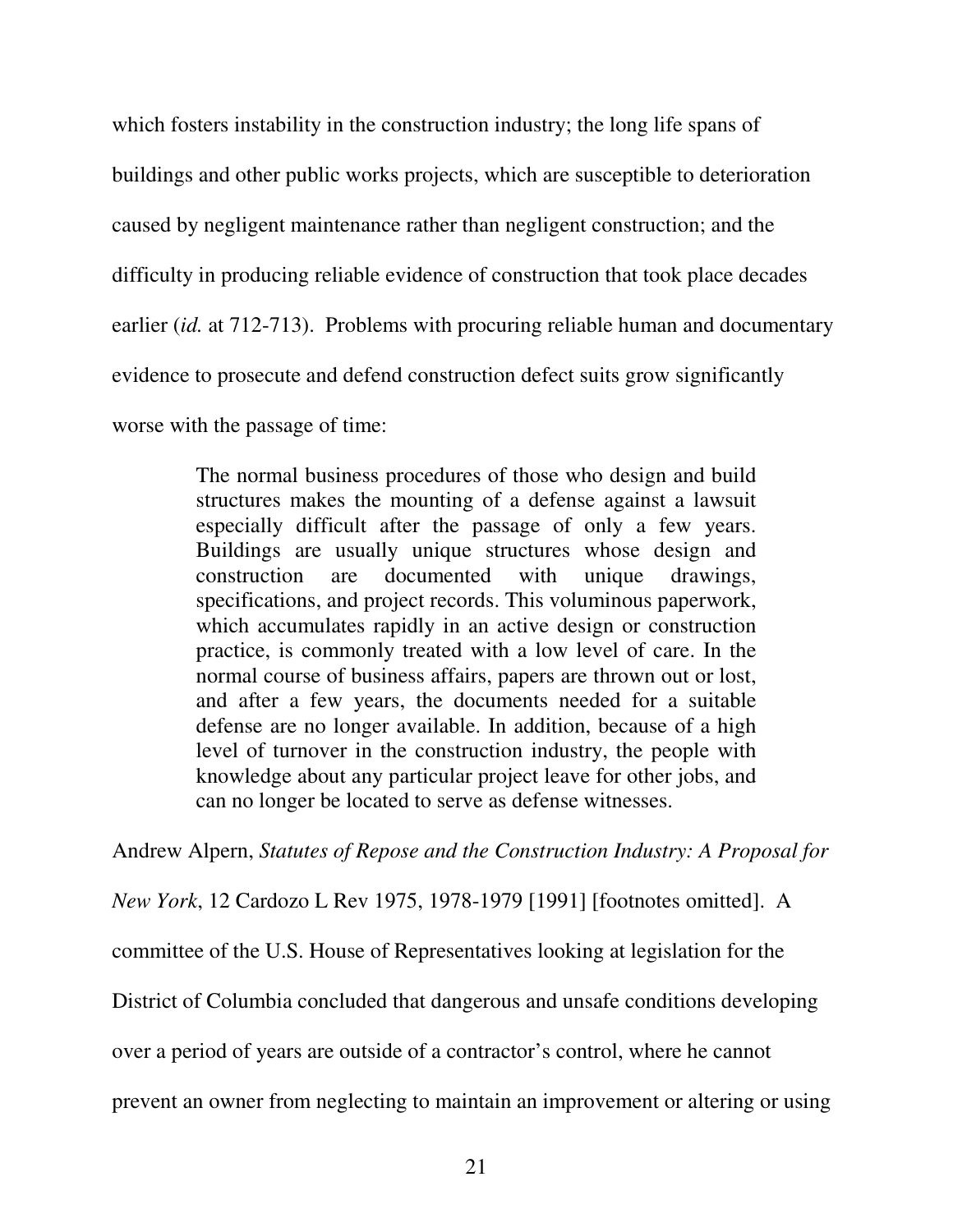which fosters instability in the construction industry; the long life spans of buildings and other public works projects, which are susceptible to deterioration caused by negligent maintenance rather than negligent construction; and the difficulty in producing reliable evidence of construction that took place decades earlier (*id.* at 712-713). Problems with procuring reliable human and documentary evidence to prosecute and defend construction defect suits grow significantly worse with the passage of time:

> The normal business procedures of those who design and build structures makes the mounting of a defense against a lawsuit especially difficult after the passage of only a few years. Buildings are usually unique structures whose design and construction are documented with unique drawings, specifications, and project records. This voluminous paperwork, which accumulates rapidly in an active design or construction practice, is commonly treated with a low level of care. In the normal course of business affairs, papers are thrown out or lost, and after a few years, the documents needed for a suitable defense are no longer available. In addition, because of a high level of turnover in the construction industry, the people with knowledge about any particular project leave for other jobs, and can no longer be located to serve as defense witnesses.

Andrew Alpern, *Statutes of Repose and the Construction Industry: A Proposal for New York*, 12 Cardozo L Rev 1975, 1978-1979 [1991] [footnotes omitted]. A committee of the U.S. House of Representatives looking at legislation for the District of Columbia concluded that dangerous and unsafe conditions developing over a period of years are outside of a contractor's control, where he cannot prevent an owner from neglecting to maintain an improvement or altering or using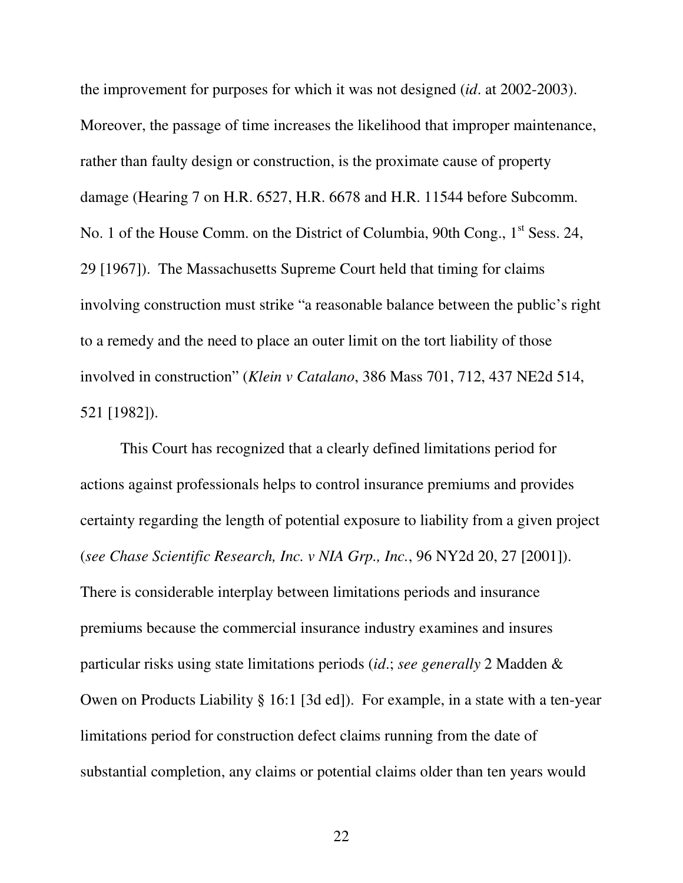the improvement for purposes for which it was not designed (*id*. at 2002-2003). Moreover, the passage of time increases the likelihood that improper maintenance, rather than faulty design or construction, is the proximate cause of property damage (Hearing 7 on H.R. 6527, H.R. 6678 and H.R. 11544 before Subcomm. No. 1 of the House Comm. on the District of Columbia, 90th Cong., 1st Sess. 24, 29 [1967]). The Massachusetts Supreme Court held that timing for claims involving construction must strike "a reasonable balance between the public's right to a remedy and the need to place an outer limit on the tort liability of those involved in construction" (*Klein v Catalano*, 386 Mass 701, 712, 437 NE2d 514, 521 [1982]).

This Court has recognized that a clearly defined limitations period for actions against professionals helps to control insurance premiums and provides certainty regarding the length of potential exposure to liability from a given project (*see Chase Scientific Research, Inc. v NIA Grp., Inc.*, 96 NY2d 20, 27 [2001]). There is considerable interplay between limitations periods and insurance premiums because the commercial insurance industry examines and insures particular risks using state limitations periods (*id.*; *see generally* 2 Madden & Owen on Products Liability § 16:1 [3d ed]). For example, in a state with a ten-year limitations period for construction defect claims running from the date of substantial completion, any claims or potential claims older than ten years would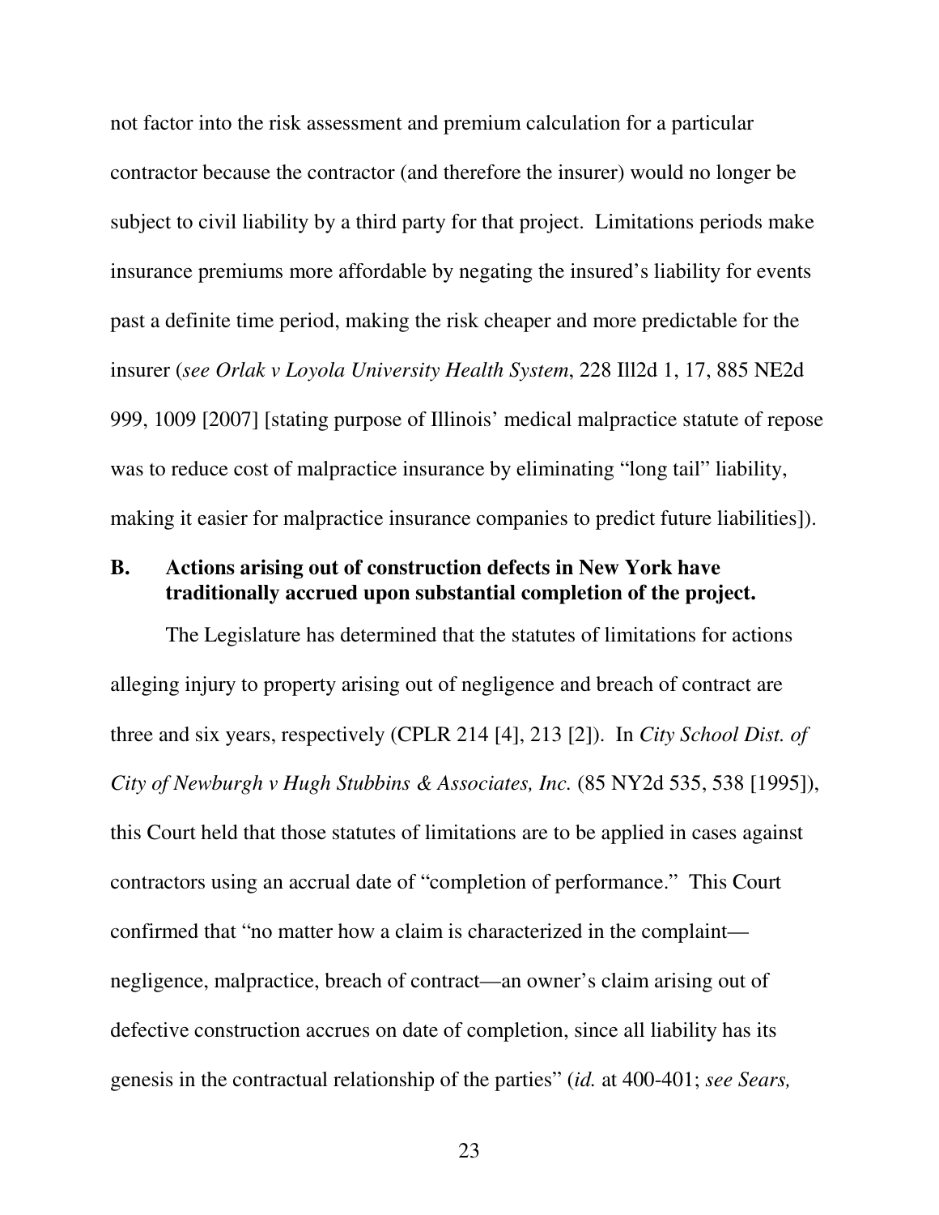not factor into the risk assessment and premium calculation for a particular contractor because the contractor (and therefore the insurer) would no longer be subject to civil liability by a third party for that project. Limitations periods make insurance premiums more affordable by negating the insured's liability for events past a definite time period, making the risk cheaper and more predictable for the insurer (*see Orlak v Loyola University Health System*, 228 Ill2d 1, 17, 885 NE2d 999, 1009 [2007] [stating purpose of Illinois' medical malpractice statute of repose was to reduce cost of malpractice insurance by eliminating "long tail" liability, making it easier for malpractice insurance companies to predict future liabilities]).

### B. Actions arising out of construction defects in New York have traditionally accrued upon substantial completion of the project.

The Legislature has determined that the statutes of limitations for actions alleging injury to property arising out of negligence and breach of contract are three and six years, respectively (CPLR 214 [4], 213 [2]). In *City School Dist. of City of Newburgh v Hugh Stubbins & Associates, Inc.* (85 NY2d 535, 538 [1995]), this Court held that those statutes of limitations are to be applied in cases against contractors using an accrual date of "completion of performance." This Court confirmed that "no matter how a claim is characterized in the complaint—negligence, malpractice, breach of contract—an owner's claim arising out of defective construction accrues on date of completion, since all liability has its genesis in the contractual relationship of the parties" (*id.* at 400-401; *see Sears,*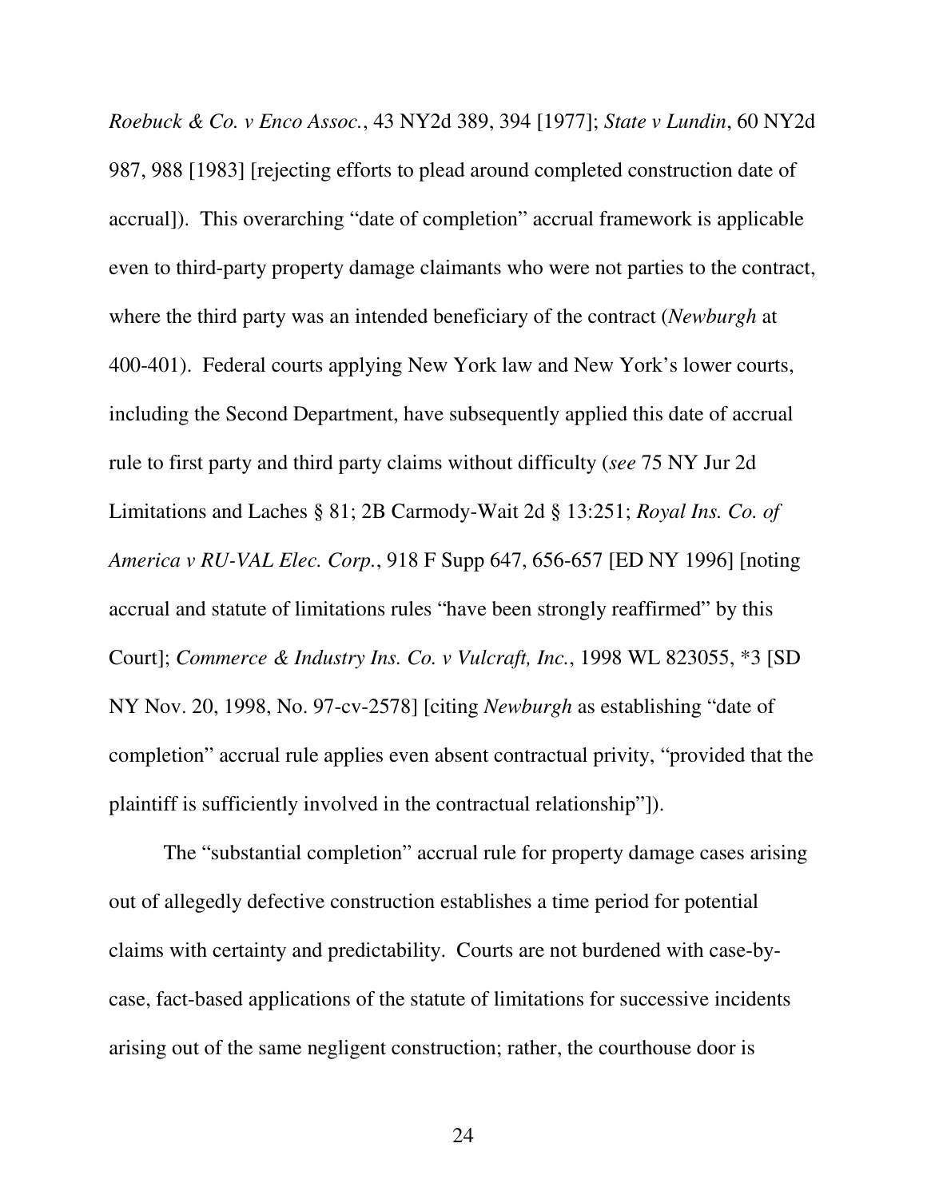*Roebuck & Co. v Enco Assoc.*, 43 NY2d 389, 394 [1977]; *State v Lundin*, 60 NY2d 987, 988 [1983] [rejecting efforts to plead around completed construction date of accrual]). This overarching "date of completion" accrual framework is applicable even to third-party property damage claimants who were not parties to the contract, where the third party was an intended beneficiary of the contract (*Newburgh* at 400-401). Federal courts applying New York law and New York's lower courts, including the Second Department, have subsequently applied this date of accrual rule to first party and third party claims without difficulty (*see* 75 NY Jur 2d Limitations and Laches § 81; 2B Carmody-Wait 2d § 13:251; *Royal Ins. Co. of America v RU-VAL Elec. Corp.*, 918 F Supp 647, 656-657 [ED NY 1996] [noting accrual and statute of limitations rules "have been strongly reaffirmed" by this Court]; *Commerce & Industry Ins. Co. v Vulcraft, Inc.*, 1998 WL 823055, *3 [SD NY Nov. 20, 1998, No. 97-cv-2578] [citing *Newburgh* as establishing "date of completion" accrual rule applies even absent contractual privity, "provided that the plaintiff is sufficiently involved in the contractual relationship"]).

The "substantial completion" accrual rule for property damage cases arising out of allegedly defective construction establishes a time period for potential claims with certainty and predictability. Courts are not burdened with case-by-case, fact-based applications of the statute of limitations for successive incidents arising out of the same negligent construction; rather, the courthouse door is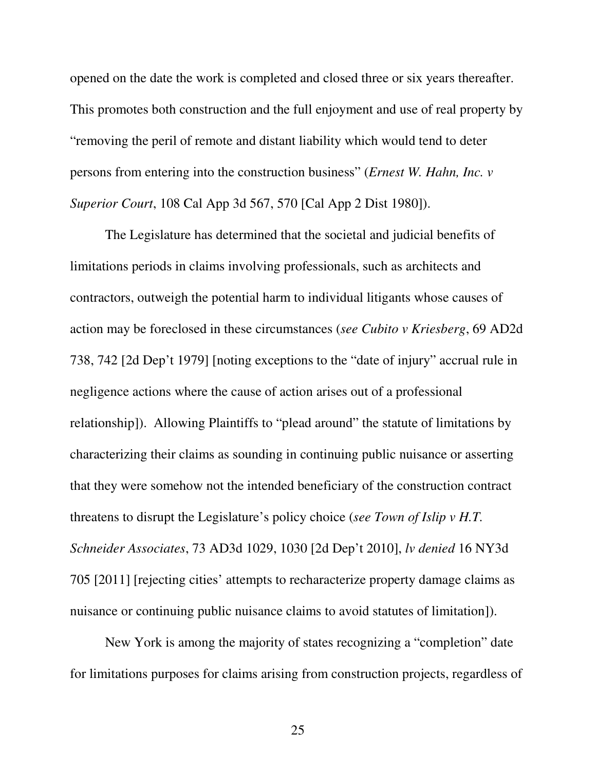opened on the date the work is completed and closed three or six years thereafter. This promotes both construction and the full enjoyment and use of real property by "removing the peril of remote and distant liability which would tend to deter persons from entering into the construction business" (*Ernest W. Hahn, Inc. v Superior Court*, 108 Cal App 3d 567, 570 [Cal App 2 Dist 1980]).

The Legislature has determined that the societal and judicial benefits of limitations periods in claims involving professionals, such as architects and contractors, outweigh the potential harm to individual litigants whose causes of action may be foreclosed in these circumstances (*see Cubito v Kriesberg*, 69 AD2d 738, 742 [2d Dep't 1979] [noting exceptions to the "date of injury" accrual rule in negligence actions where the cause of action arises out of a professional relationship]). Allowing Plaintiffs to "plead around" the statute of limitations by characterizing their claims as sounding in continuing public nuisance or asserting that they were somehow not the intended beneficiary of the construction contract threatens to disrupt the Legislature's policy choice (*see Town of Islip v H.T. Schneider Associates*, 73 AD3d 1029, 1030 [2d Dep't 2010], *lv denied* 16 NY3d 705 [2011] [rejecting cities' attempts to recharacterize property damage claims as nuisance or continuing public nuisance claims to avoid statutes of limitation]).

New York is among the majority of states recognizing a "completion" date for limitations purposes for claims arising from construction projects, regardless of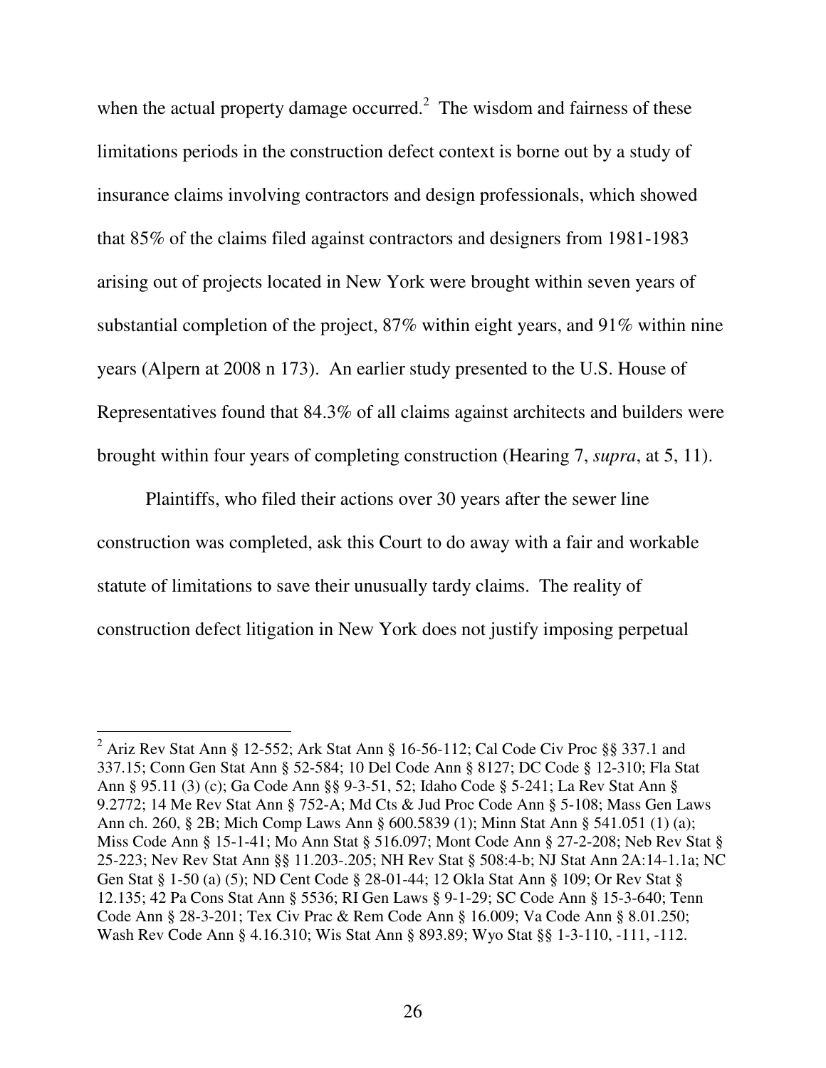when the actual property damage occurred.[2] The wisdom and fairness of these limitations periods in the construction defect context is borne out by a study of insurance claims involving contractors and design professionals, which showed that 85% of the claims filed against contractors and designers from 1981-1983 arising out of projects located in New York were brought within seven years of substantial completion of the project, 87% within eight years, and 91% within nine years (Alpern at 2008 n 173). An earlier study presented to the U.S. House of Representatives found that 84.3% of all claims against architects and builders were brought within four years of completing construction (Hearing 7, *supra*, at 5, 11).

Plaintiffs, who filed their actions over 30 years after the sewer line construction was completed, ask this Court to do away with a fair and workable statute of limitations to save their unusually tardy claims. The reality of construction defect litigation in New York does not justify imposing perpetual

---

[2] Ariz Rev Stat Ann § 12-552; Ark Stat Ann § 16-56-112; Cal Code Civ Proc §§ 337.1 and 337.15; Conn Gen Stat Ann § 52-584; 10 Del Code Ann § 8127; DC Code § 12-310; Fla Stat Ann § 95.11 (3) (c); Ga Code Ann §§ 9-3-51, 52; Idaho Code § 5-241; La Rev Stat Ann § 9.2772; 14 Me Rev Stat Ann § 752-A; Md Cts & Jud Proc Code Ann § 5-108; Mass Gen Laws Ann ch. 260, § 2B; Mich Comp Laws Ann § 600.5839 (1); Minn Stat Ann § 541.051 (1) (a); Miss Code Ann § 15-1-41; Mo Ann Stat § 516.097; Mont Code Ann § 27-2-208; Neb Rev Stat § 25-223; Nev Rev Stat Ann §§ 11.203-.205; NH Rev Stat § 508:4-b; NJ Stat Ann 2A:14-1.1a; NC Gen Stat § 1-50 (a) (5); ND Cent Code § 28-01-44; 12 Okla Stat Ann § 109; Or Rev Stat § 12.135; 42 Pa Cons Stat Ann § 5536; RI Gen Laws § 9-1-29; SC Code Ann § 15-3-640; Tenn Code Ann § 28-3-201; Tex Civ Prac & Rem Code Ann § 16.009; Va Code Ann § 8.01.250; Wash Rev Code Ann § 4.16.310; Wis Stat Ann § 893.89; Wyo Stat §§ 1-3-110, -111, -112.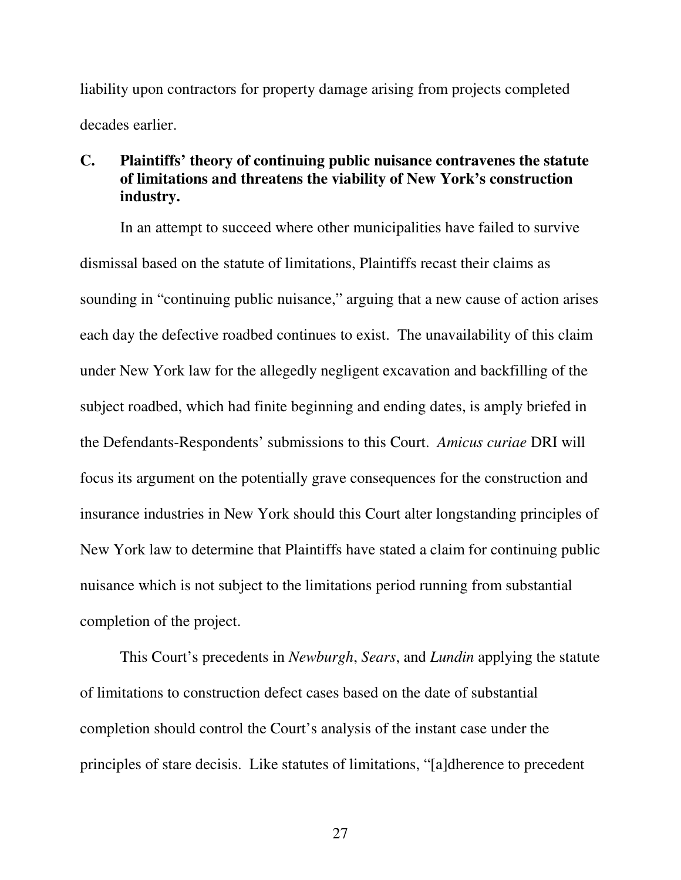liability upon contractors for property damage arising from projects completed decades earlier.

### C. Plaintiffs' theory of continuing public nuisance contravenes the statute of limitations and threatens the viability of New York's construction industry.

In an attempt to succeed where other municipalities have failed to survive dismissal based on the statute of limitations, Plaintiffs recast their claims as sounding in "continuing public nuisance," arguing that a new cause of action arises each day the defective roadbed continues to exist. The unavailability of this claim under New York law for the allegedly negligent excavation and backfilling of the subject roadbed, which had finite beginning and ending dates, is amply briefed in the Defendants-Respondents' submissions to this Court. *Amicus curiae* DRI will focus its argument on the potentially grave consequences for the construction and insurance industries in New York should this Court alter longstanding principles of New York law to determine that Plaintiffs have stated a claim for continuing public nuisance which is not subject to the limitations period running from substantial completion of the project.

This Court's precedents in *Newburgh*, *Sears*, and *Lundin* applying the statute of limitations to construction defect cases based on the date of substantial completion should control the Court's analysis of the instant case under the principles of stare decisis. Like statutes of limitations, "[a]dherence to precedent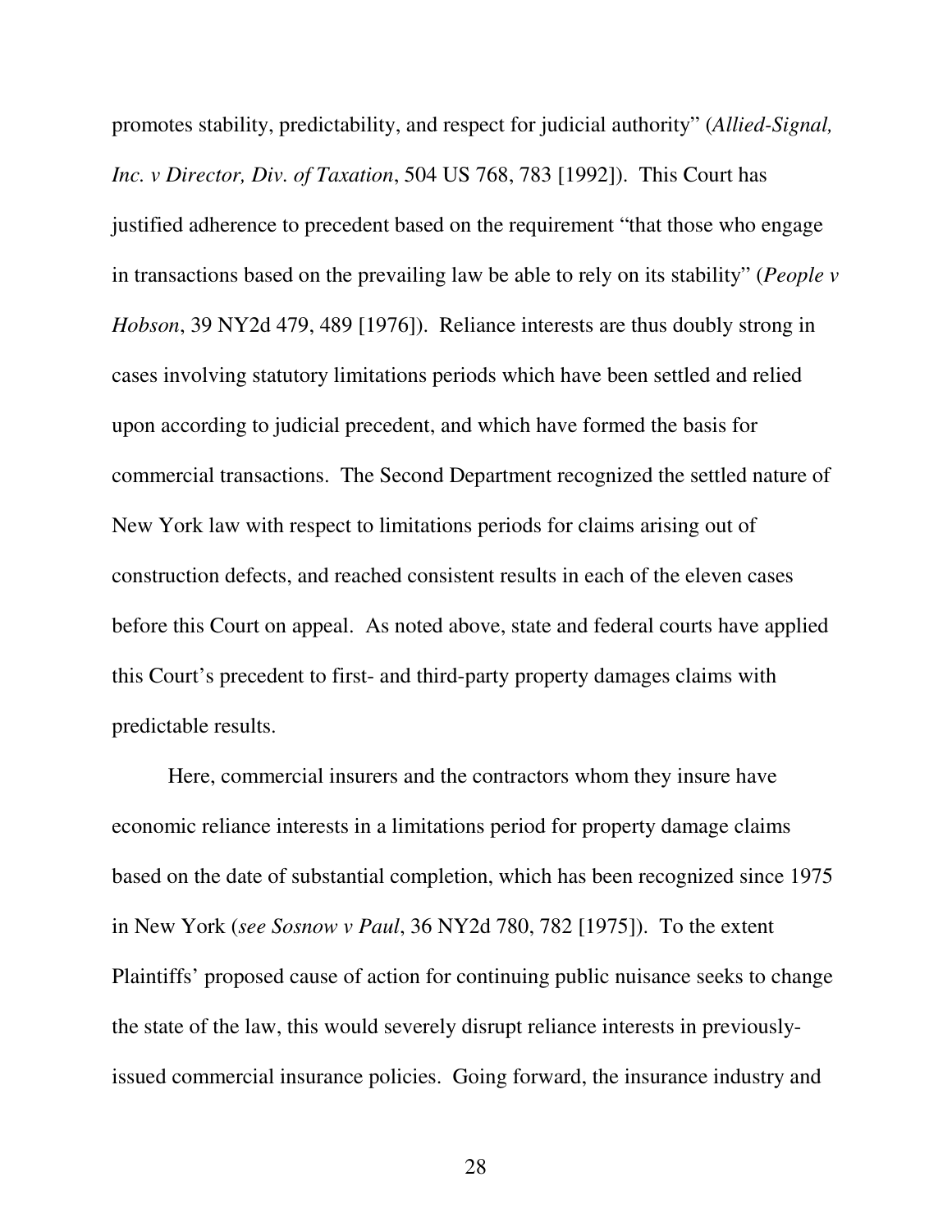promotes stability, predictability, and respect for judicial authority" (*Allied-Signal, Inc. v Director, Div. of Taxation*, 504 US 768, 783 [1992]). This Court has justified adherence to precedent based on the requirement "that those who engage in transactions based on the prevailing law be able to rely on its stability" (*People v Hobson*, 39 NY2d 479, 489 [1976]). Reliance interests are thus doubly strong in cases involving statutory limitations periods which have been settled and relied upon according to judicial precedent, and which have formed the basis for commercial transactions. The Second Department recognized the settled nature of New York law with respect to limitations periods for claims arising out of construction defects, and reached consistent results in each of the eleven cases before this Court on appeal. As noted above, state and federal courts have applied this Court's precedent to first- and third-party property damages claims with predictable results.

Here, commercial insurers and the contractors whom they insure have economic reliance interests in a limitations period for property damage claims based on the date of substantial completion, which has been recognized since 1975 in New York (*see Sosnow v Paul*, 36 NY2d 780, 782 [1975]). To the extent Plaintiffs' proposed cause of action for continuing public nuisance seeks to change the state of the law, this would severely disrupt reliance interests in previously-issued commercial insurance policies. Going forward, the insurance industry and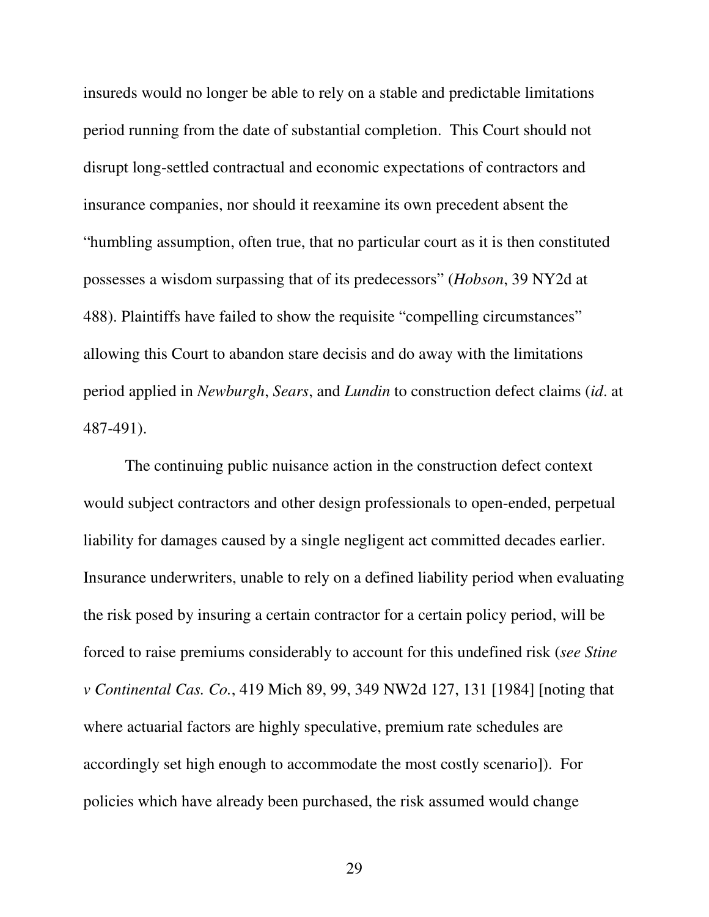insureds would no longer be able to rely on a stable and predictable limitations period running from the date of substantial completion. This Court should not disrupt long-settled contractual and economic expectations of contractors and insurance companies, nor should it reexamine its own precedent absent the "humbling assumption, often true, that no particular court as it is then constituted possesses a wisdom surpassing that of its predecessors" (*Hobson*, 39 NY2d at 488). Plaintiffs have failed to show the requisite "compelling circumstances" allowing this Court to abandon stare decisis and do away with the limitations period applied in *Newburgh*, *Sears*, and *Lundin* to construction defect claims (*id*. at 487-491).

The continuing public nuisance action in the construction defect context would subject contractors and other design professionals to open-ended, perpetual liability for damages caused by a single negligent act committed decades earlier. Insurance underwriters, unable to rely on a defined liability period when evaluating the risk posed by insuring a certain contractor for a certain policy period, will be forced to raise premiums considerably to account for this undefined risk (*see Stine v Continental Cas. Co.*, 419 Mich 89, 99, 349 NW2d 127, 131 [1984] [noting that where actuarial factors are highly speculative, premium rate schedules are accordingly set high enough to accommodate the most costly scenario]). For policies which have already been purchased, the risk assumed would change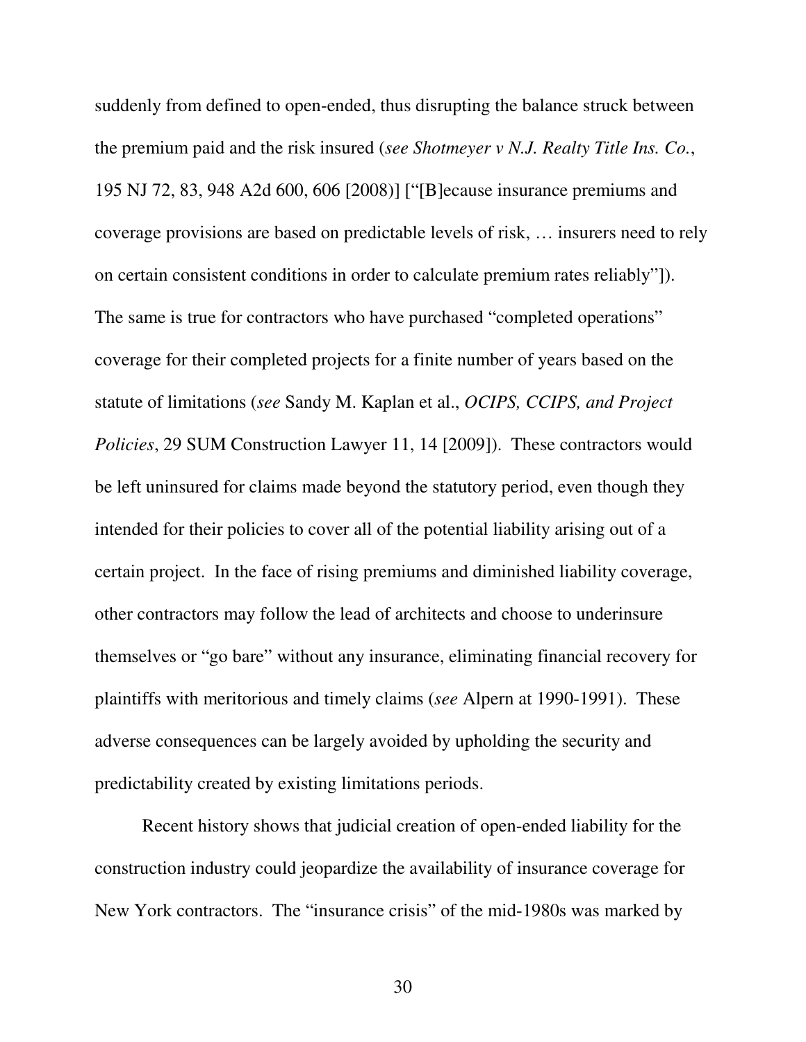suddenly from defined to open-ended, thus disrupting the balance struck between the premium paid and the risk insured (*see Shotmeyer v N.J. Realty Title Ins. Co.*, 195 NJ 72, 83, 948 A2d 600, 606 [2008)] ["[B]ecause insurance premiums and coverage provisions are based on predictable levels of risk, … insurers need to rely on certain consistent conditions in order to calculate premium rates reliably"]). The same is true for contractors who have purchased "completed operations" coverage for their completed projects for a finite number of years based on the statute of limitations (*see* Sandy M. Kaplan et al., *OCIPS, CCIPS, and Project Policies*, 29 SUM Construction Lawyer 11, 14 [2009]). These contractors would be left uninsured for claims made beyond the statutory period, even though they intended for their policies to cover all of the potential liability arising out of a certain project. In the face of rising premiums and diminished liability coverage, other contractors may follow the lead of architects and choose to underinsure themselves or "go bare" without any insurance, eliminating financial recovery for plaintiffs with meritorious and timely claims (*see* Alpern at 1990-1991). These adverse consequences can be largely avoided by upholding the security and predictability created by existing limitations periods.

Recent history shows that judicial creation of open-ended liability for the construction industry could jeopardize the availability of insurance coverage for New York contractors. The "insurance crisis" of the mid-1980s was marked by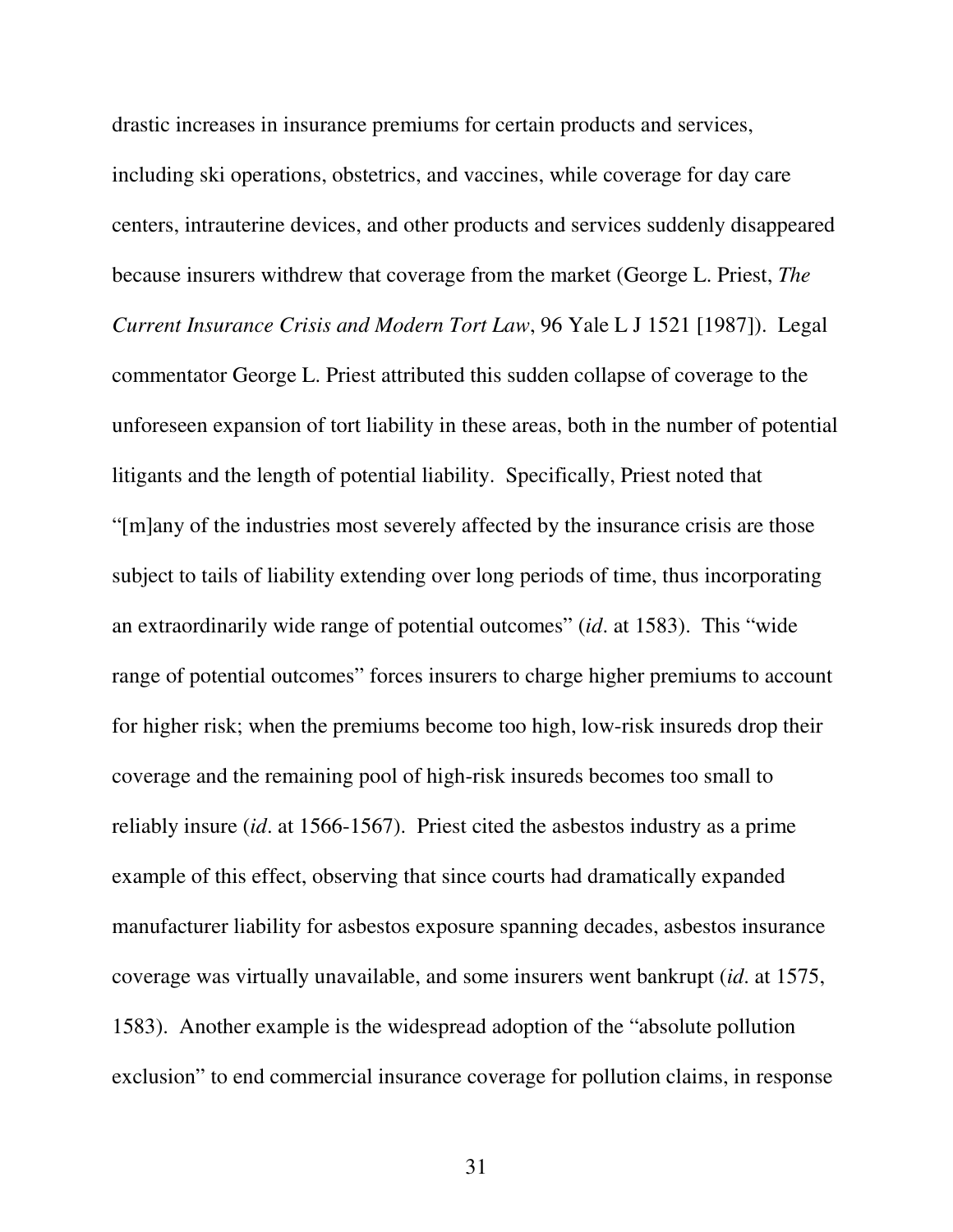drastic increases in insurance premiums for certain products and services, including ski operations, obstetrics, and vaccines, while coverage for day care centers, intrauterine devices, and other products and services suddenly disappeared because insurers withdrew that coverage from the market (George L. Priest, *The Current Insurance Crisis and Modern Tort Law*, 96 Yale L J 1521 [1987]). Legal commentator George L. Priest attributed this sudden collapse of coverage to the unforeseen expansion of tort liability in these areas, both in the number of potential litigants and the length of potential liability. Specifically, Priest noted that "[m]any of the industries most severely affected by the insurance crisis are those subject to tails of liability extending over long periods of time, thus incorporating an extraordinarily wide range of potential outcomes" (*id*. at 1583). This "wide range of potential outcomes" forces insurers to charge higher premiums to account for higher risk; when the premiums become too high, low-risk insureds drop their coverage and the remaining pool of high-risk insureds becomes too small to reliably insure (*id*. at 1566-1567). Priest cited the asbestos industry as a prime example of this effect, observing that since courts had dramatically expanded manufacturer liability for asbestos exposure spanning decades, asbestos insurance coverage was virtually unavailable, and some insurers went bankrupt (*id*. at 1575, 1583). Another example is the widespread adoption of the "absolute pollution exclusion" to end commercial insurance coverage for pollution claims, in response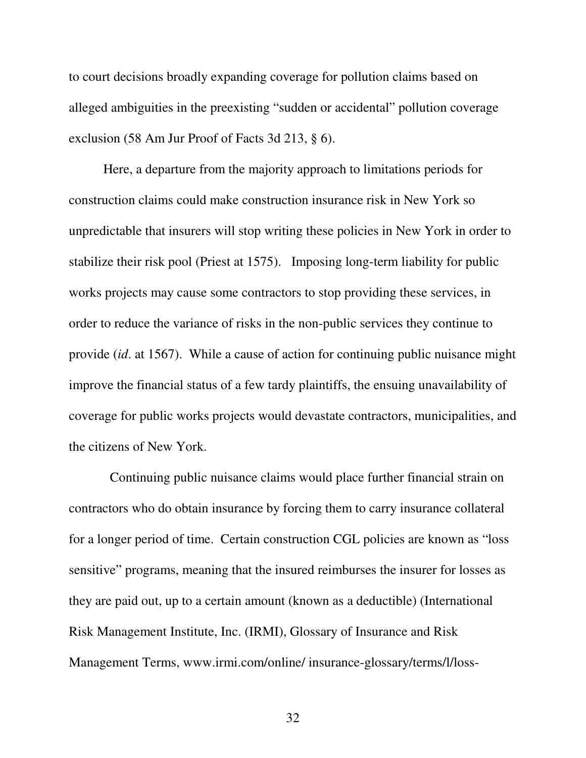to court decisions broadly expanding coverage for pollution claims based on alleged ambiguities in the preexisting "sudden or accidental" pollution coverage exclusion (58 Am Jur Proof of Facts 3d 213, § 6).

Here, a departure from the majority approach to limitations periods for construction claims could make construction insurance risk in New York so unpredictable that insurers will stop writing these policies in New York in order to stabilize their risk pool (Priest at 1575). Imposing long-term liability for public works projects may cause some contractors to stop providing these services, in order to reduce the variance of risks in the non-public services they continue to provide (*id*. at 1567). While a cause of action for continuing public nuisance might improve the financial status of a few tardy plaintiffs, the ensuing unavailability of coverage for public works projects would devastate contractors, municipalities, and the citizens of New York.

Continuing public nuisance claims would place further financial strain on contractors who do obtain insurance by forcing them to carry insurance collateral for a longer period of time. Certain construction CGL policies are known as "loss sensitive" programs, meaning that the insured reimburses the insurer for losses as they are paid out, up to a certain amount (known as a deductible) (International Risk Management Institute, Inc. (IRMI), Glossary of Insurance and Risk Management Terms, www.irmi.com/online/ insurance-glossary/terms/l/loss-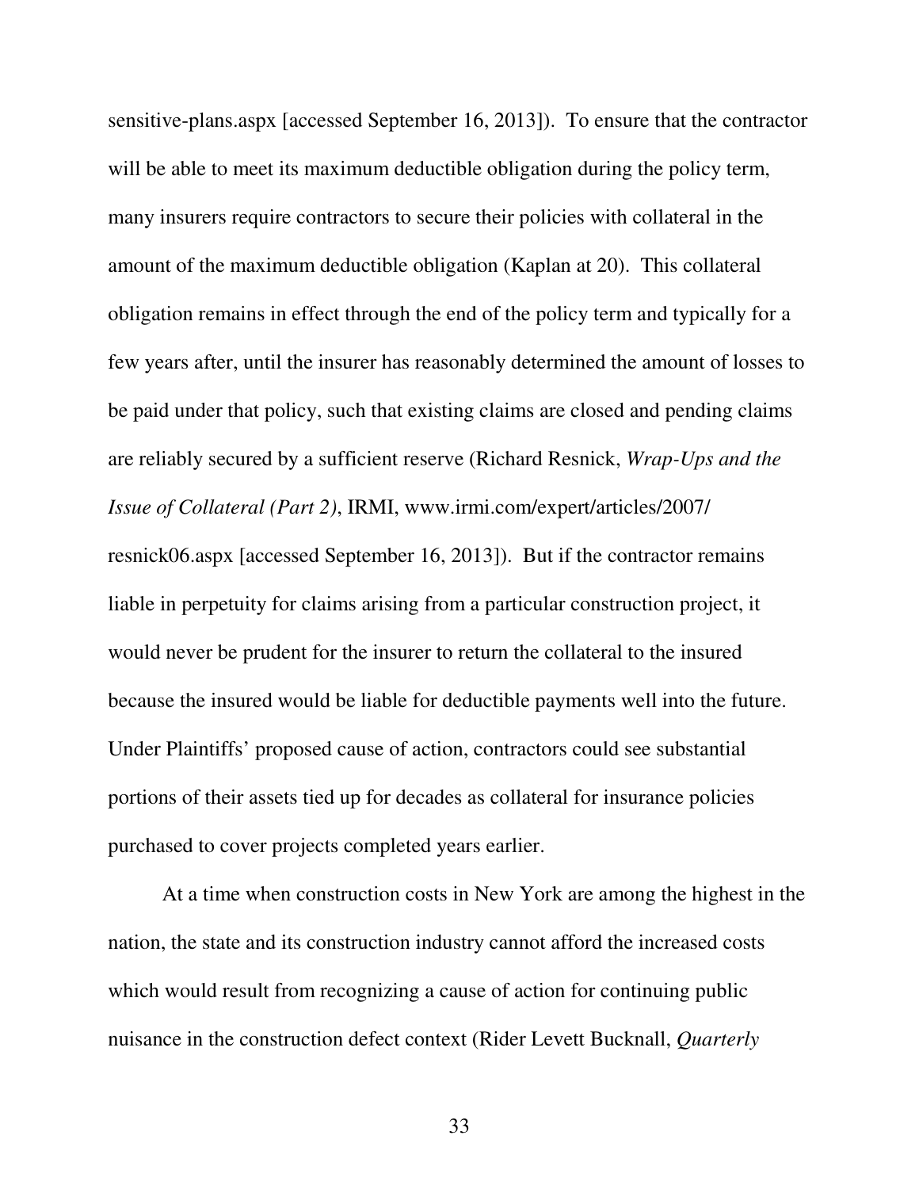sensitive-plans.aspx [accessed September 16, 2013]). To ensure that the contractor will be able to meet its maximum deductible obligation during the policy term, many insurers require contractors to secure their policies with collateral in the amount of the maximum deductible obligation (Kaplan at 20). This collateral obligation remains in effect through the end of the policy term and typically for a few years after, until the insurer has reasonably determined the amount of losses to be paid under that policy, such that existing claims are closed and pending claims are reliably secured by a sufficient reserve (Richard Resnick, *Wrap-Ups and the Issue of Collateral (Part 2)*, IRMI, www.irmi.com/expert/articles/2007/resnick06.aspx [accessed September 16, 2013]). But if the contractor remains liable in perpetuity for claims arising from a particular construction project, it would never be prudent for the insurer to return the collateral to the insured because the insured would be liable for deductible payments well into the future. Under Plaintiffs' proposed cause of action, contractors could see substantial portions of their assets tied up for decades as collateral for insurance policies purchased to cover projects completed years earlier.

At a time when construction costs in New York are among the highest in the nation, the state and its construction industry cannot afford the increased costs which would result from recognizing a cause of action for continuing public nuisance in the construction defect context (Rider Levett Bucknall, *Quarterly*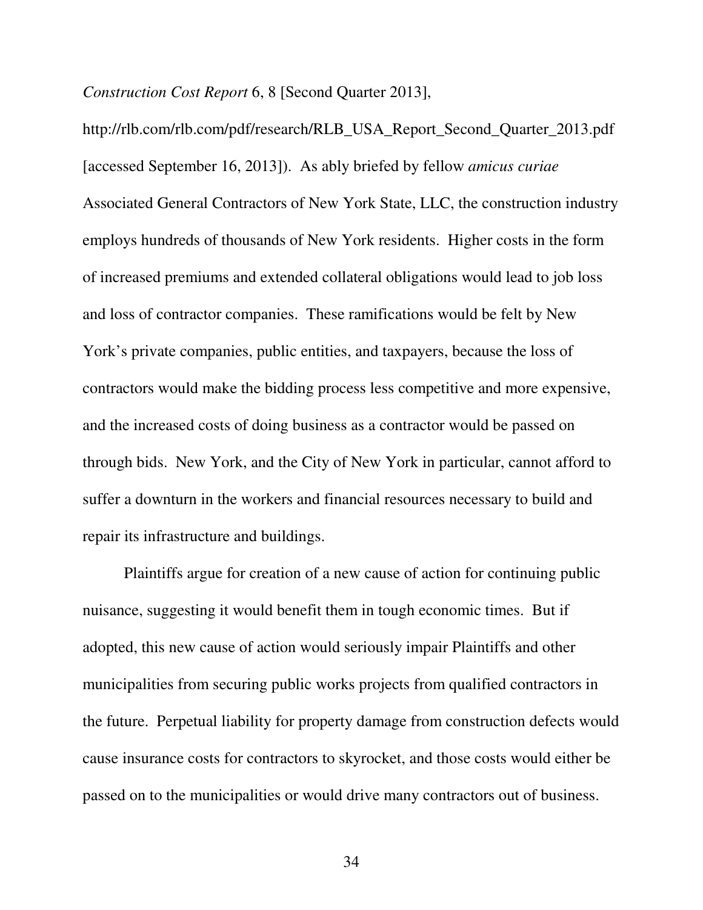*Construction Cost Report* 6, 8 [Second Quarter 2013], http://rlb.com/rlb.com/pdf/research/RLB_USA_Report_Second_Quarter_2013.pdf [accessed September 16, 2013]). As ably briefed by fellow *amicus curiae* Associated General Contractors of New York State, LLC, the construction industry employs hundreds of thousands of New York residents. Higher costs in the form of increased premiums and extended collateral obligations would lead to job loss and loss of contractor companies. These ramifications would be felt by New York's private companies, public entities, and taxpayers, because the loss of contractors would make the bidding process less competitive and more expensive, and the increased costs of doing business as a contractor would be passed on through bids. New York, and the City of New York in particular, cannot afford to suffer a downturn in the workers and financial resources necessary to build and repair its infrastructure and buildings.

Plaintiffs argue for creation of a new cause of action for continuing public nuisance, suggesting it would benefit them in tough economic times. But if adopted, this new cause of action would seriously impair Plaintiffs and other municipalities from securing public works projects from qualified contractors in the future. Perpetual liability for property damage from construction defects would cause insurance costs for contractors to skyrocket, and those costs would either be passed on to the municipalities or would drive many contractors out of business.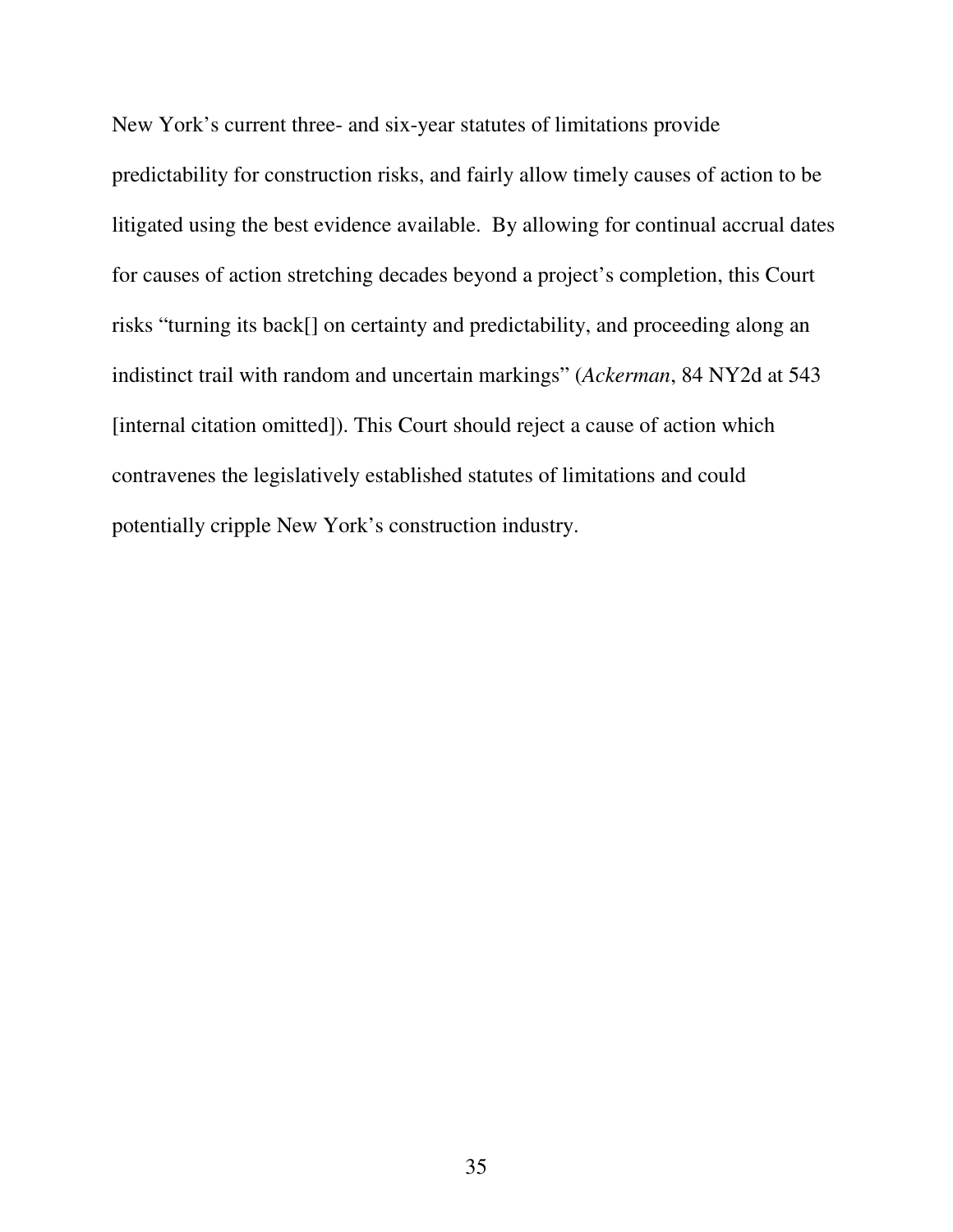New York's current three- and six-year statutes of limitations provide predictability for construction risks, and fairly allow timely causes of action to be litigated using the best evidence available. By allowing for continual accrual dates for causes of action stretching decades beyond a project's completion, this Court risks "turning its back[] on certainty and predictability, and proceeding along an indistinct trail with random and uncertain markings" (*Ackerman*, 84 NY2d at 543 [internal citation omitted]). This Court should reject a cause of action which contravenes the legislatively established statutes of limitations and could potentially cripple New York's construction industry.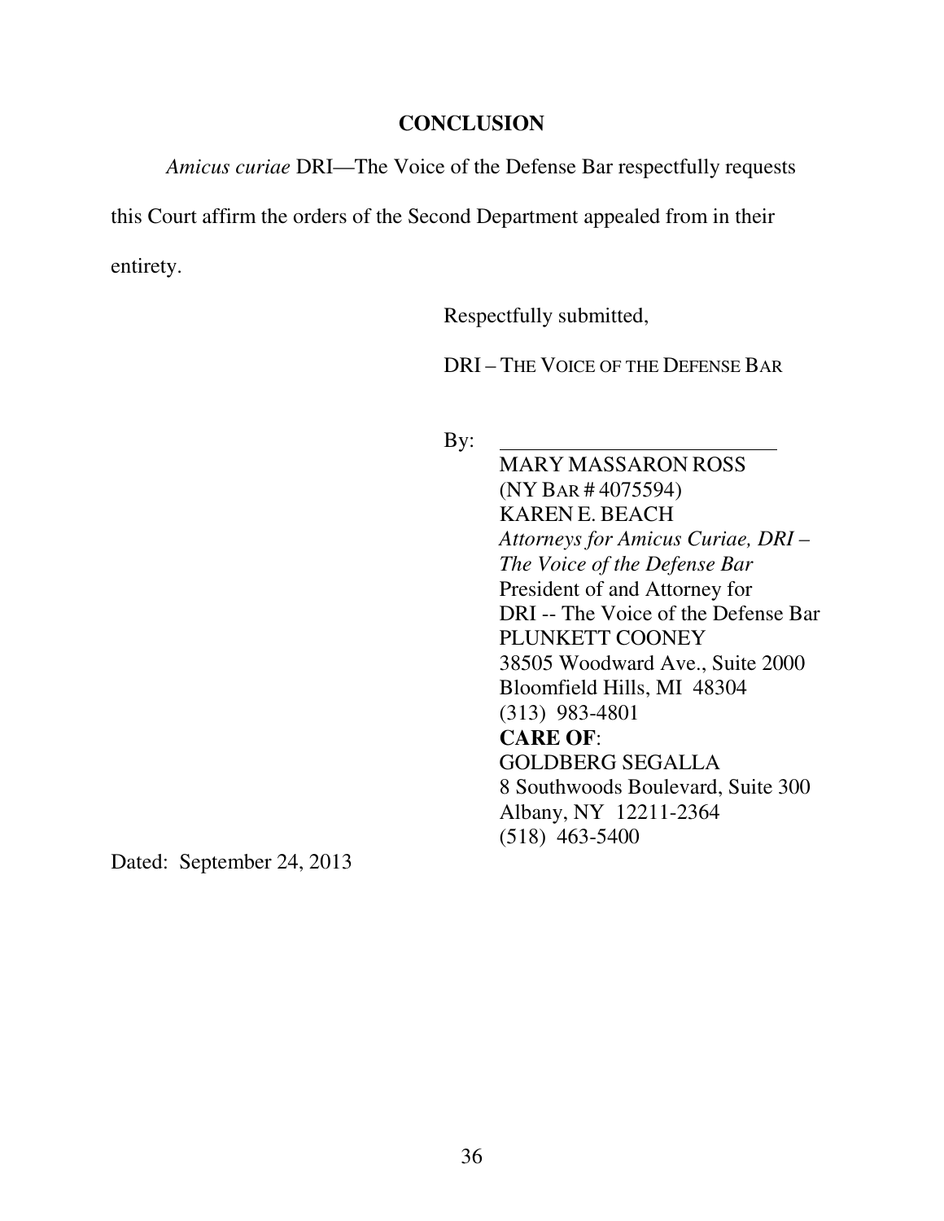## CONCLUSION

*Amicus curiae* DRI—The Voice of the Defense Bar respectfully requests this Court affirm the orders of the Second Department appealed from in their entirety.

Respectfully submitted,

DRI – THE VOICE OF THE DEFENSE BAR

By: \_\_\_\_\_\_\_\_\_\_\_\_\_\_\_\_\_\_\_\_\_\_\_\_\_\_\_\_

MARY MASSARON ROSS  
(NY BAR # 4075594)  
KAREN E. BEACH  
*Attorneys for Amicus Curiae, DRI – The Voice of the Defense Bar*  
President of and Attorney for  
DRI -- The Voice of the Defense Bar  
PLUNKETT COONEY  
38505 Woodward Ave., Suite 2000  
Bloomfield Hills, MI 48304  
(313) 983-4801  
**CARE OF**:  
GOLDBERG SEGALLA  
8 Southwoods Boulevard, Suite 300  
Albany, NY 12211-2364  
(518) 463-5400

Dated: September 24, 2013